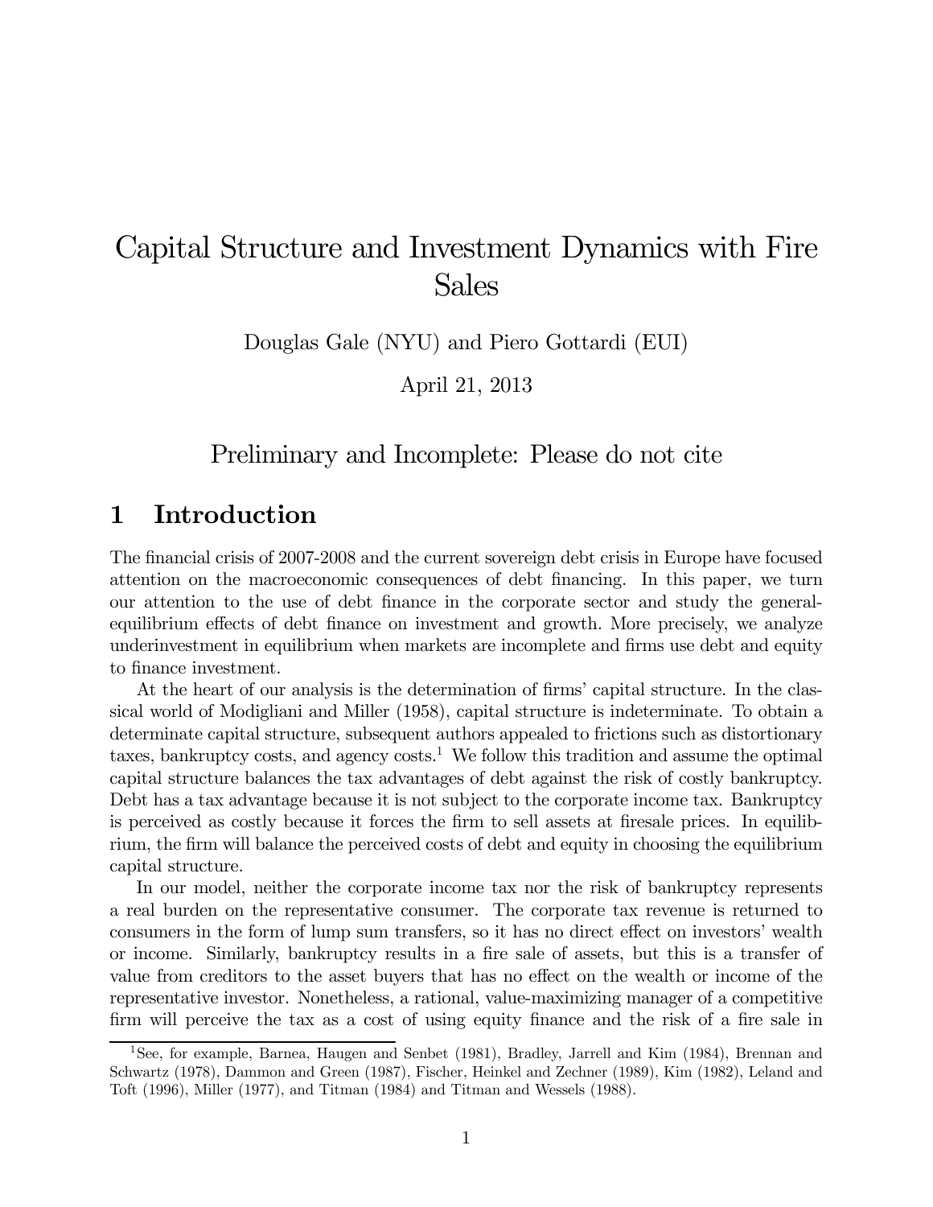# Capital Structure and Investment Dynamics with Fire Sales

Douglas Gale (NYU) and Piero Gottardi (EUI)

April 21, 2013

Preliminary and Incomplete: Please do not cite

## 1 Introduction

The financial crisis of 2007-2008 and the current sovereign debt crisis in Europe have focused attention on the macroeconomic consequences of debt financing. In this paper, we turn our attention to the use of debt finance in the corporate sector and study the general-equilibrium effects of debt finance on investment and growth. More precisely, we analyze underinvestment in equilibrium when markets are incomplete and firms use debt and equity to finance investment.

At the heart of our analysis is the determination of firms' capital structure. In the classical world of Modigliani and Miller (1958), capital structure is indeterminate. To obtain a determinate capital structure, subsequent authors appealed to frictions such as distortionary taxes, bankruptcy costs, and agency costs.[1] We follow this tradition and assume the optimal capital structure balances the tax advantages of debt against the risk of costly bankruptcy. Debt has a tax advantage because it is not subject to the corporate income tax. Bankruptcy is perceived as costly because it forces the firm to sell assets at firesale prices. In equilibrium, the firm will balance the perceived costs of debt and equity in choosing the equilibrium capital structure.

In our model, neither the corporate income tax nor the risk of bankruptcy represents a real burden on the representative consumer. The corporate tax revenue is returned to consumers in the form of lump sum transfers, so it has no direct effect on investors' wealth or income. Similarly, bankruptcy results in a fire sale of assets, but this is a transfer of value from creditors to the asset buyers that has no effect on the wealth or income of the representative investor. Nonetheless, a rational, value-maximizing manager of a competitive firm will perceive the tax as a cost of using equity finance and the risk of a fire sale in

[1] See, for example, Barnea, Haugen and Senbet (1981), Bradley, Jarrell and Kim (1984), Brennan and Schwartz (1978), Dammon and Green (1987), Fischer, Heinkel and Zechner (1989), Kim (1982), Leland and Toft (1996), Miller (1977), and Titman (1984) and Titman and Wessels (1988).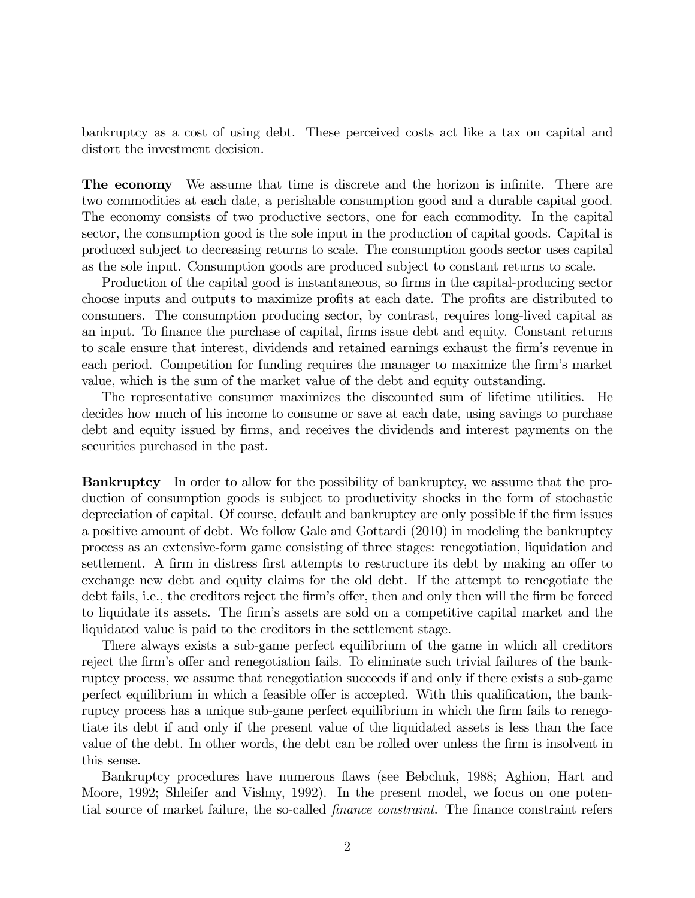bankruptcy as a cost of using debt. These perceived costs act like a tax on capital and distort the investment decision.

**The economy** We assume that time is discrete and the horizon is infinite. There are two commodities at each date, a perishable consumption good and a durable capital good. The economy consists of two productive sectors, one for each commodity. In the capital sector, the consumption good is the sole input in the production of capital goods. Capital is produced subject to decreasing returns to scale. The consumption goods sector uses capital as the sole input. Consumption goods are produced subject to constant returns to scale.

Production of the capital good is instantaneous, so firms in the capital-producing sector choose inputs and outputs to maximize profits at each date. The profits are distributed to consumers. The consumption producing sector, by contrast, requires long-lived capital as an input. To finance the purchase of capital, firms issue debt and equity. Constant returns to scale ensure that interest, dividends and retained earnings exhaust the firm's revenue in each period. Competition for funding requires the manager to maximize the firm's market value, which is the sum of the market value of the debt and equity outstanding.

The representative consumer maximizes the discounted sum of lifetime utilities. He decides how much of his income to consume or save at each date, using savings to purchase debt and equity issued by firms, and receives the dividends and interest payments on the securities purchased in the past.

**Bankruptcy** In order to allow for the possibility of bankruptcy, we assume that the production of consumption goods is subject to productivity shocks in the form of stochastic depreciation of capital. Of course, default and bankruptcy are only possible if the firm issues a positive amount of debt. We follow Gale and Gottardi (2010) in modeling the bankruptcy process as an extensive-form game consisting of three stages: renegotiation, liquidation and settlement. A firm in distress first attempts to restructure its debt by making an offer to exchange new debt and equity claims for the old debt. If the attempt to renegotiate the debt fails, i.e., the creditors reject the firm's offer, then and only then will the firm be forced to liquidate its assets. The firm's assets are sold on a competitive capital market and the liquidated value is paid to the creditors in the settlement stage.

There always exists a sub-game perfect equilibrium of the game in which all creditors reject the firm's offer and renegotiation fails. To eliminate such trivial failures of the bankruptcy process, we assume that renegotiation succeeds if and only if there exists a sub-game perfect equilibrium in which a feasible offer is accepted. With this qualification, the bankruptcy process has a unique sub-game perfect equilibrium in which the firm fails to renegotiate its debt if and only if the present value of the liquidated assets is less than the face value of the debt. In other words, the debt can be rolled over unless the firm is insolvent in this sense.

Bankruptcy procedures have numerous flaws (see Bebchuk, 1988; Aghion, Hart and Moore, 1992; Shleifer and Vishny, 1992). In the present model, we focus on one potential source of market failure, the so-called *finance constraint*. The finance constraint refers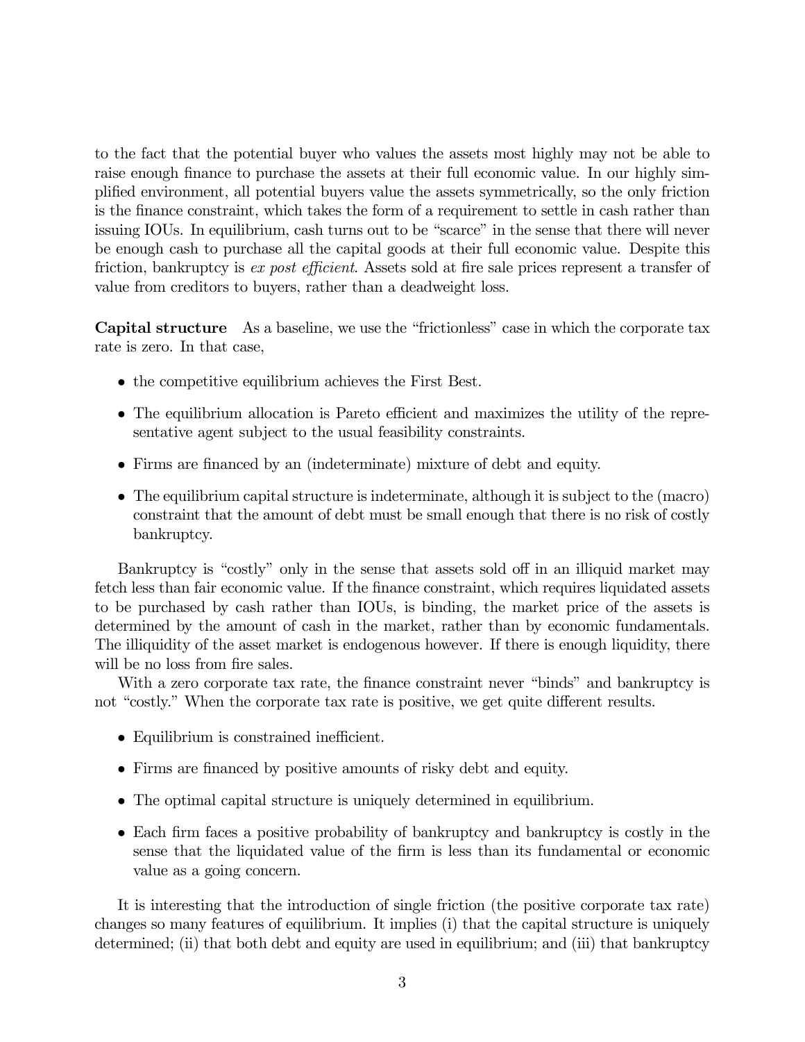to the fact that the potential buyer who values the assets most highly may not be able to raise enough finance to purchase the assets at their full economic value. In our highly simplified environment, all potential buyers value the assets symmetrically, so the only friction is the finance constraint, which takes the form of a requirement to settle in cash rather than issuing IOUs. In equilibrium, cash turns out to be "scarce" in the sense that there will never be enough cash to purchase all the capital goods at their full economic value. Despite this friction, bankruptcy is *ex post efficient*. Assets sold at fire sale prices represent a transfer of value from creditors to buyers, rather than a deadweight loss.

**Capital structure** As a baseline, we use the "frictionless" case in which the corporate tax rate is zero. In that case,

- the competitive equilibrium achieves the First Best.
- The equilibrium allocation is Pareto efficient and maximizes the utility of the representative agent subject to the usual feasibility constraints.
- Firms are financed by an (indeterminate) mixture of debt and equity.
- The equilibrium capital structure is indeterminate, although it is subject to the (macro) constraint that the amount of debt must be small enough that there is no risk of costly bankruptcy.

Bankruptcy is "costly" only in the sense that assets sold off in an illiquid market may fetch less than fair economic value. If the finance constraint, which requires liquidated assets to be purchased by cash rather than IOUs, is binding, the market price of the assets is determined by the amount of cash in the market, rather than by economic fundamentals. The illiquidity of the asset market is endogenous however. If there is enough liquidity, there will be no loss from fire sales.

With a zero corporate tax rate, the finance constraint never "binds" and bankruptcy is not "costly." When the corporate tax rate is positive, we get quite different results.

- Equilibrium is constrained inefficient.
- Firms are financed by positive amounts of risky debt and equity.
- The optimal capital structure is uniquely determined in equilibrium.
- Each firm faces a positive probability of bankruptcy and bankruptcy is costly in the sense that the liquidated value of the firm is less than its fundamental or economic value as a going concern.

It is interesting that the introduction of single friction (the positive corporate tax rate) changes so many features of equilibrium. It implies (i) that the capital structure is uniquely determined; (ii) that both debt and equity are used in equilibrium; and (iii) that bankruptcy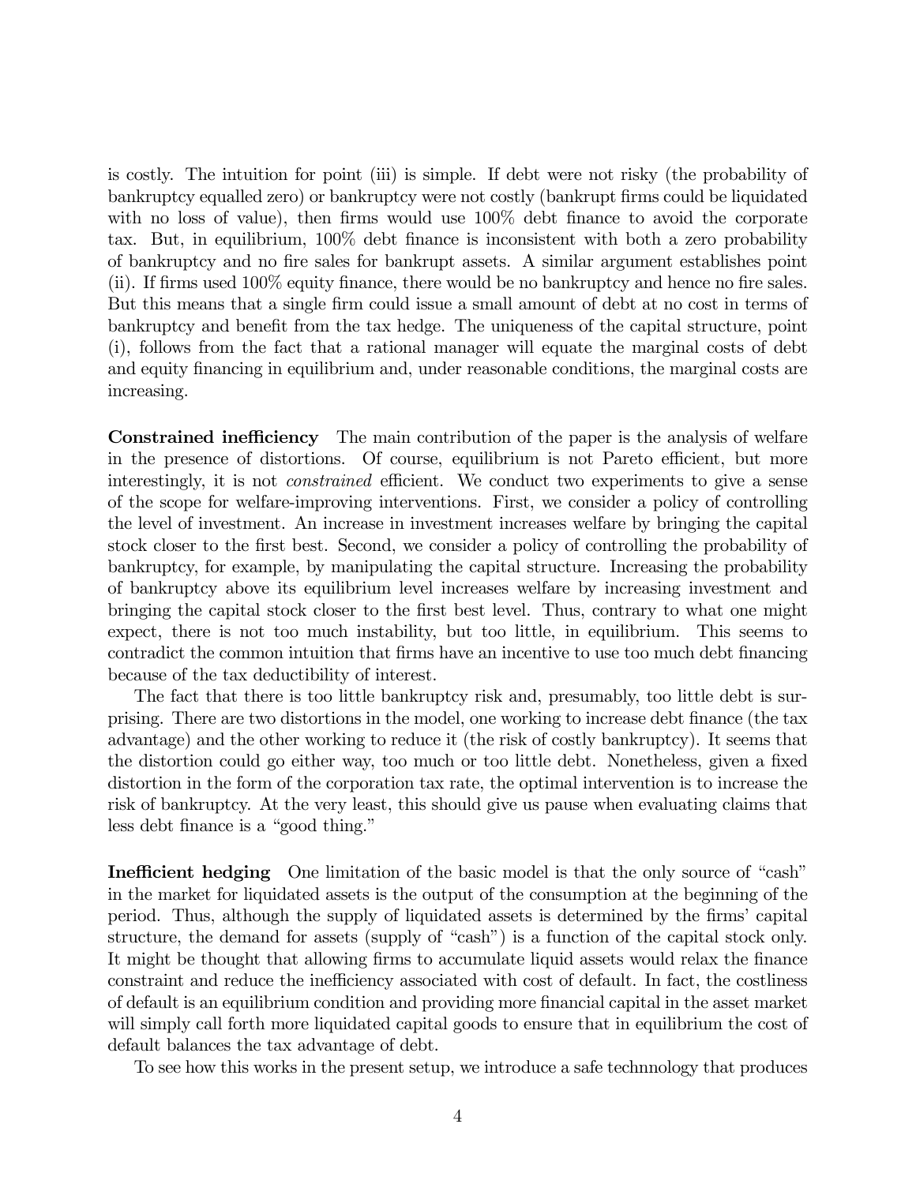is costly. The intuition for point (iii) is simple. If debt were not risky (the probability of bankruptcy equalled zero) or bankruptcy were not costly (bankrupt firms could be liquidated with no loss of value), then firms would use 100% debt finance to avoid the corporate tax. But, in equilibrium, 100% debt finance is inconsistent with both a zero probability of bankruptcy and no fire sales for bankrupt assets. A similar argument establishes point (ii). If firms used 100% equity finance, there would be no bankruptcy and hence no fire sales. But this means that a single firm could issue a small amount of debt at no cost in terms of bankruptcy and benefit from the tax hedge. The uniqueness of the capital structure, point (i), follows from the fact that a rational manager will equate the marginal costs of debt and equity financing in equilibrium and, under reasonable conditions, the marginal costs are increasing.

**Constrained inefficiency** The main contribution of the paper is the analysis of welfare in the presence of distortions. Of course, equilibrium is not Pareto efficient, but more interestingly, it is not *constrained* efficient. We conduct two experiments to give a sense of the scope for welfare-improving interventions. First, we consider a policy of controlling the level of investment. An increase in investment increases welfare by bringing the capital stock closer to the first best. Second, we consider a policy of controlling the probability of bankruptcy, for example, by manipulating the capital structure. Increasing the probability of bankruptcy above its equilibrium level increases welfare by increasing investment and bringing the capital stock closer to the first best level. Thus, contrary to what one might expect, there is not too much instability, but too little, in equilibrium. This seems to contradict the common intuition that firms have an incentive to use too much debt financing because of the tax deductibility of interest.

The fact that there is too little bankruptcy risk and, presumably, too little debt is surprising. There are two distortions in the model, one working to increase debt finance (the tax advantage) and the other working to reduce it (the risk of costly bankruptcy). It seems that the distortion could go either way, too much or too little debt. Nonetheless, given a fixed distortion in the form of the corporation tax rate, the optimal intervention is to increase the risk of bankruptcy. At the very least, this should give us pause when evaluating claims that less debt finance is a "good thing."

**Inefficient hedging** One limitation of the basic model is that the only source of "cash" in the market for liquidated assets is the output of the consumption at the beginning of the period. Thus, although the supply of liquidated assets is determined by the firms' capital structure, the demand for assets (supply of "cash") is a function of the capital stock only. It might be thought that allowing firms to accumulate liquid assets would relax the finance constraint and reduce the inefficiency associated with cost of default. In fact, the costliness of default is an equilibrium condition and providing more financial capital in the asset market will simply call forth more liquidated capital goods to ensure that in equilibrium the cost of default balances the tax advantage of debt.

To see how this works in the present setup, we introduce a safe technnology that produces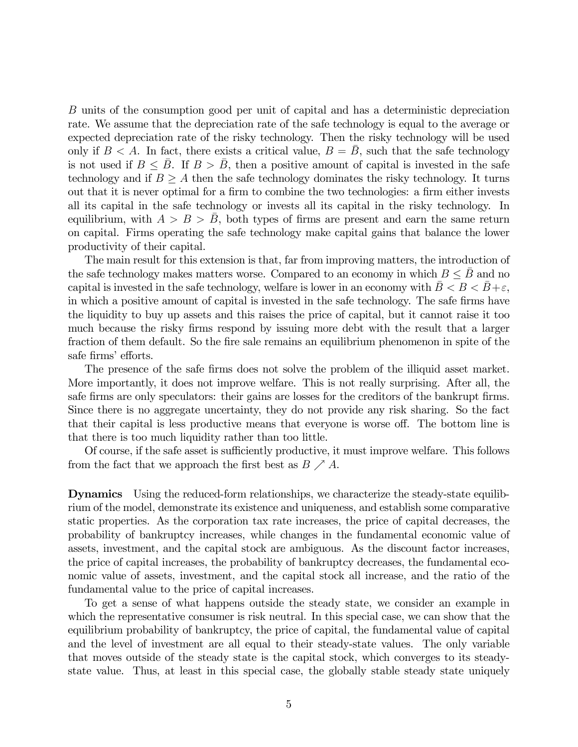$B$ units of the consumption good per unit of capital and has a deterministic depreciation rate. We assume that the depreciation rate of the safe technology is equal to the average or expected depreciation rate of the risky technology. Then the risky technology will be used only if $B < A$. In fact, there exists a critical value, $B = \bar{B}$, such that the safe technology is not used if $B \leq \bar{B}$. If $B > \bar{B}$, then a positive amount of capital is invested in the safe technology and if $B \geq A$ then the safe technology dominates the risky technology. It turns out that it is never optimal for a firm to combine the two technologies: a firm either invests all its capital in the safe technology or invests all its capital in the risky technology. In equilibrium, with $A > B > \bar{B}$, both types of firms are present and earn the same return on capital. Firms operating the safe technology make capital gains that balance the lower productivity of their capital.

The main result for this extension is that, far from improving matters, the introduction of the safe technology makes matters worse. Compared to an economy in which $B \leq \bar{B}$ and no capital is invested in the safe technology, welfare is lower in an economy with $\bar{B} < B < \bar{B} + \varepsilon$, in which a positive amount of capital is invested in the safe technology. The safe firms have the liquidity to buy up assets and this raises the price of capital, but it cannot raise it too much because the risky firms respond by issuing more debt with the result that a larger fraction of them default. So the fire sale remains an equilibrium phenomenon in spite of the safe firms' efforts.

The presence of the safe firms does not solve the problem of the illiquid asset market. More importantly, it does not improve welfare. This is not really surprising. After all, the safe firms are only speculators: their gains are losses for the creditors of the bankrupt firms. Since there is no aggregate uncertainty, they do not provide any risk sharing. So the fact that their capital is less productive means that everyone is worse off. The bottom line is that there is too much liquidity rather than too little.

Of course, if the safe asset is sufficiently productive, it must improve welfare. This follows from the fact that we approach the first best as $B \nearrow A$.

**Dynamics** Using the reduced-form relationships, we characterize the steady-state equilibrium of the model, demonstrate its existence and uniqueness, and establish some comparative static properties. As the corporation tax rate increases, the price of capital decreases, the probability of bankruptcy increases, while changes in the fundamental economic value of assets, investment, and the capital stock are ambiguous. As the discount factor increases, the price of capital increases, the probability of bankruptcy decreases, the fundamental economic value of assets, investment, and the capital stock all increase, and the ratio of the fundamental value to the price of capital increases.

To get a sense of what happens outside the steady state, we consider an example in which the representative consumer is risk neutral. In this special case, we can show that the equilibrium probability of bankruptcy, the price of capital, the fundamental value of capital and the level of investment are all equal to their steady-state values. The only variable that moves outside of the steady state is the capital stock, which converges to its steady-state value. Thus, at least in this special case, the globally stable steady state uniquely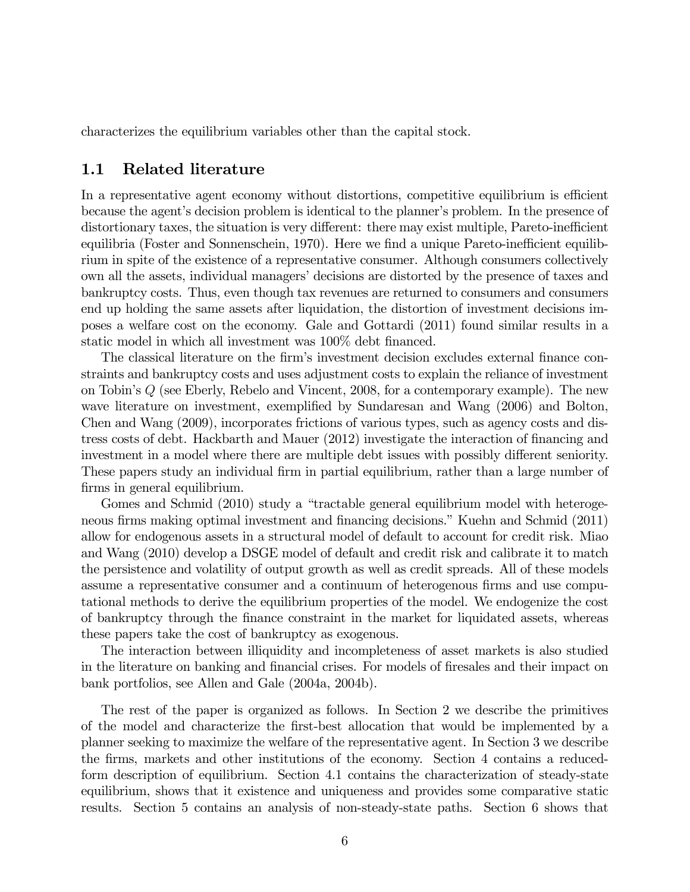characterizes the equilibrium variables other than the capital stock.

## 1.1 Related literature

In a representative agent economy without distortions, competitive equilibrium is efficient because the agent's decision problem is identical to the planner's problem. In the presence of distortionary taxes, the situation is very different: there may exist multiple, Pareto-inefficient equilibria (Foster and Sonnenschein, 1970). Here we find a unique Pareto-inefficient equilibrium in spite of the existence of a representative consumer. Although consumers collectively own all the assets, individual managers' decisions are distorted by the presence of taxes and bankruptcy costs. Thus, even though tax revenues are returned to consumers and consumers end up holding the same assets after liquidation, the distortion of investment decisions imposes a welfare cost on the economy. Gale and Gottardi (2011) found similar results in a static model in which all investment was 100% debt financed.

The classical literature on the firm's investment decision excludes external finance constraints and bankruptcy costs and uses adjustment costs to explain the reliance of investment on Tobin's $Q$ (see Eberly, Rebelo and Vincent, 2008, for a contemporary example). The new wave literature on investment, exemplified by Sundaresan and Wang (2006) and Bolton, Chen and Wang (2009), incorporates frictions of various types, such as agency costs and distress costs of debt. Hackbarth and Mauer (2012) investigate the interaction of financing and investment in a model where there are multiple debt issues with possibly different seniority. These papers study an individual firm in partial equilibrium, rather than a large number of firms in general equilibrium.

Gomes and Schmid (2010) study a "tractable general equilibrium model with heterogeneous firms making optimal investment and financing decisions." Kuehn and Schmid (2011) allow for endogenous assets in a structural model of default to account for credit risk. Miao and Wang (2010) develop a DSGE model of default and credit risk and calibrate it to match the persistence and volatility of output growth as well as credit spreads. All of these models assume a representative consumer and a continuum of heterogenous firms and use computational methods to derive the equilibrium properties of the model. We endogenize the cost of bankruptcy through the finance constraint in the market for liquidated assets, whereas these papers take the cost of bankruptcy as exogenous.

The interaction between illiquidity and incompleteness of asset markets is also studied in the literature on banking and financial crises. For models of firesales and their impact on bank portfolios, see Allen and Gale (2004a, 2004b).

The rest of the paper is organized as follows. In Section 2 we describe the primitives of the model and characterize the first-best allocation that would be implemented by a planner seeking to maximize the welfare of the representative agent. In Section 3 we describe the firms, markets and other institutions of the economy. Section 4 contains a reduced-form description of equilibrium. Section 4.1 contains the characterization of steady-state equilibrium, shows that it existence and uniqueness and provides some comparative static results. Section 5 contains an analysis of non-steady-state paths. Section 6 shows that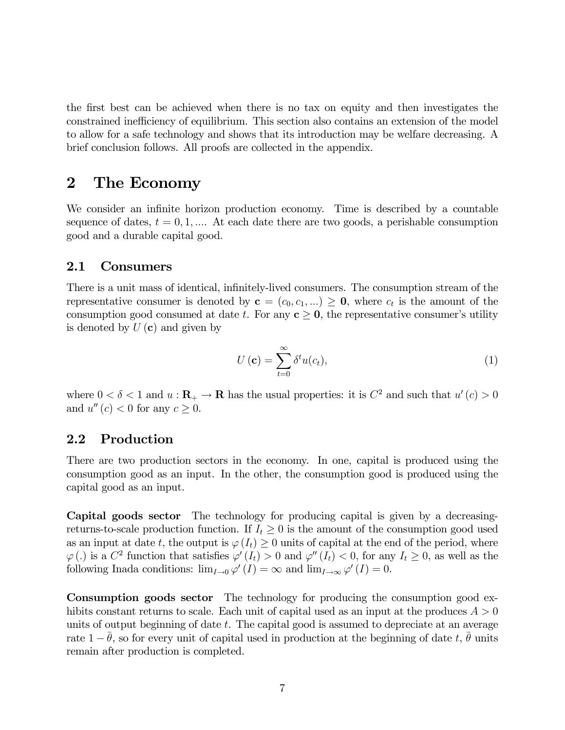the first best can be achieved when there is no tax on equity and then investigates the constrained inefficiency of equilibrium. This section also contains an extension of the model to allow for a safe technology and shows that its introduction may be welfare decreasing. A brief conclusion follows. All proofs are collected in the appendix.

## 2 The Economy

We consider an infinite horizon production economy. Time is described by a countable sequence of dates, $t = 0, 1, \ldots$. At each date there are two goods, a perishable consumption good and a durable capital good.

### 2.1 Consumers

There is a unit mass of identical, infinitely-lived consumers. The consumption stream of the representative consumer is denoted by $\mathbf{c} = (c_0, c_1, \ldots) \geq \mathbf{0}$, where $c_t$ is the amount of the consumption good consumed at date $t$. For any $\mathbf{c} \geq \mathbf{0}$, the representative consumer's utility is denoted by $U(\mathbf{c})$ and given by

$$U(\mathbf{c}) = \sum_{t=0}^{\infty} \delta^t u(c_t), \tag{1}$$

where $0 < \delta < 1$ and $u : \mathbf{R}_+ \to \mathbf{R}$ has the usual properties: it is $C^2$ and such that $u'(c) > 0$ and $u''(c) < 0$ for any $c \geq 0$.

### 2.2 Production

There are two production sectors in the economy. In one, capital is produced using the consumption good as an input. In the other, the consumption good is produced using the capital good as an input.

**Capital goods sector** The technology for producing capital is given by a decreasing-returns-to-scale production function. If $I_t \geq 0$ is the amount of the consumption good used as an input at date $t$, the output is $\varphi(I_t) \geq 0$ units of capital at the end of the period, where $\varphi(.)$ is a $C^2$ function that satisfies $\varphi'(I_t) > 0$ and $\varphi''(I_t) < 0$, for any $I_t \geq 0$, as well as the following Inada conditions: $\lim_{I \to 0} \varphi'(I) = \infty$ and $\lim_{I \to \infty} \varphi'(I) = 0$.

**Consumption goods sector** The technology for producing the consumption good exhibits constant returns to scale. Each unit of capital used as an input at the produces $A > 0$ units of output beginning of date $t$. The capital good is assumed to depreciate at an average rate $1 - \bar{\theta}$, so for every unit of capital used in production at the beginning of date $t$, $\bar{\theta}$ units remain after production is completed.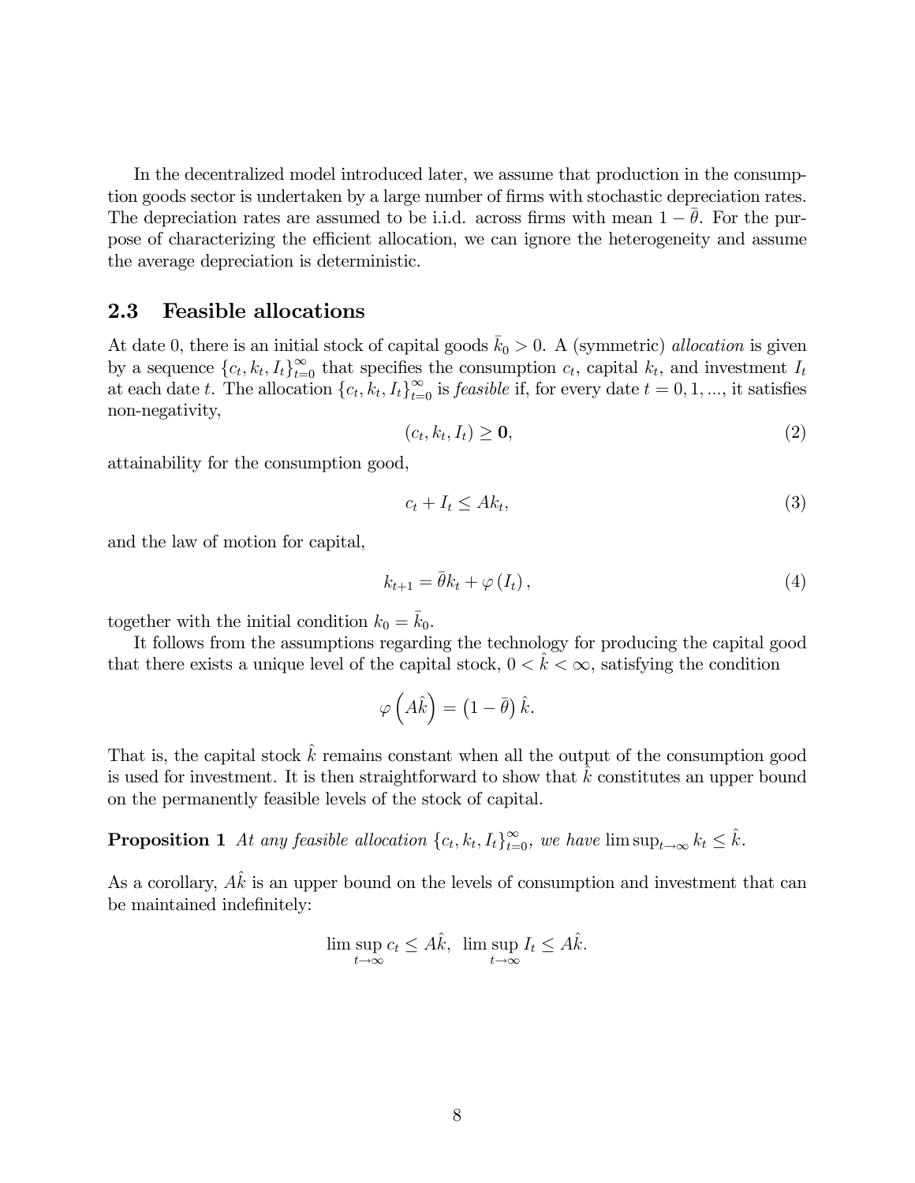In the decentralized model introduced later, we assume that production in the consumption goods sector is undertaken by a large number of firms with stochastic depreciation rates. The depreciation rates are assumed to be i.i.d. across firms with mean $1-\bar{\theta}$. For the purpose of characterizing the efficient allocation, we can ignore the heterogeneity and assume the average depreciation is deterministic.

## 2.3 Feasible allocations

At date 0, there is an initial stock of capital goods $\bar{k}_0 > 0$. A (symmetric) *allocation* is given by a sequence $\{c_t, k_t, I_t\}_{t=0}^{\infty}$ that specifies the consumption $c_t$, capital $k_t$, and investment $I_t$ at each date $t$. The allocation $\{c_t, k_t, I_t\}_{t=0}^{\infty}$ is *feasible* if, for every date $t = 0, 1, ...$, it satisfies non-negativity,

$$(c_t, k_t, I_t) \geq \mathbf{0}, \tag{2}$$

attainability for the consumption good,

$$c_t + I_t \leq A k_t, \tag{3}$$

and the law of motion for capital,

$$k_{t+1} = \bar{\theta} k_t + \varphi(I_t), \tag{4}$$

together with the initial condition $k_0 = \bar{k}_0$.

It follows from the assumptions regarding the technology for producing the capital good that there exists a unique level of the capital stock, $0 < \hat{k} < \infty$, satisfying the condition

$$\varphi\left(A\hat{k}\right) = \left(1 - \bar{\theta}\right)\hat{k}.$$

That is, the capital stock $\hat{k}$ remains constant when all the output of the consumption good is used for investment. It is then straightforward to show that $\hat{k}$ constitutes an upper bound on the permanently feasible levels of the stock of capital.

**Proposition 1** *At any feasible allocation* $\{c_t, k_t, I_t\}_{t=0}^{\infty}$*, we have* $\limsup_{t\to\infty} k_t \leq \hat{k}$.

As a corollary, $A\hat{k}$ is an upper bound on the levels of consumption and investment that can be maintained indefinitely:

$$\limsup_{t\to\infty} c_t \leq A\hat{k}, \;\; \limsup_{t\to\infty} I_t \leq A\hat{k}.$$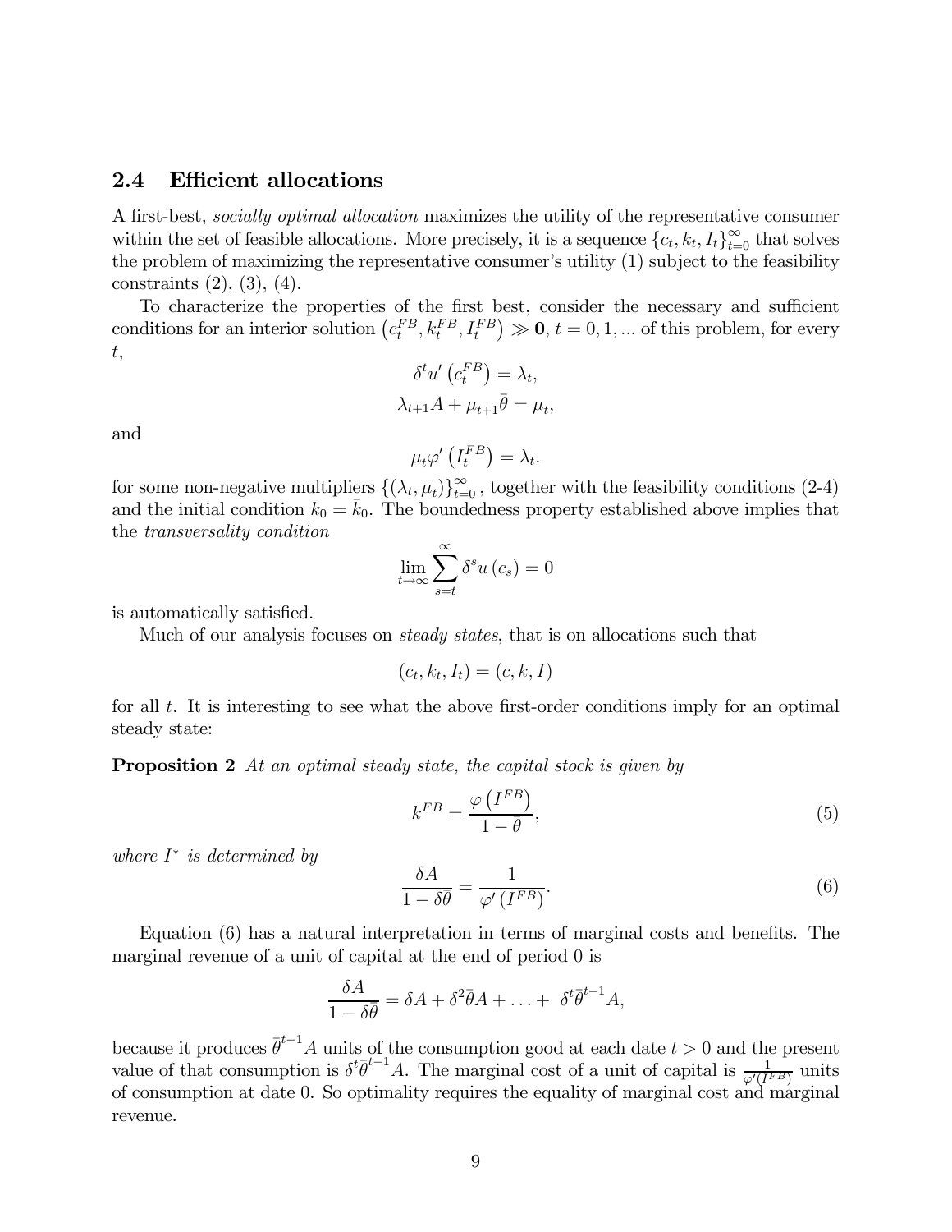## 2.4 Efficient allocations

A first-best, *socially optimal allocation* maximizes the utility of the representative consumer within the set of feasible allocations. More precisely, it is a sequence $\{c_t, k_t, I_t\}_{t=0}^{\infty}$ that solves the problem of maximizing the representative consumer's utility (1) subject to the feasibility constraints (2), (3), (4).

To characterize the properties of the first best, consider the necessary and sufficient conditions for an interior solution $\left(c_t^{FB}, k_t^{FB}, I_t^{FB}\right) \gg \mathbf{0}$, $t = 0, 1, ...$ of this problem, for every $t$,

$$\delta^t u'\left(c_t^{FB}\right) = \lambda_t,$$

$$\lambda_{t+1} A + \mu_{t+1} \bar{\theta} = \mu_t,$$

and

$$\mu_t \varphi'\left(I_t^{FB}\right) = \lambda_t.$$

for some non-negative multipliers $\{(\lambda_t, \mu_t)\}_{t=0}^{\infty}$, together with the feasibility conditions (2-4) and the initial condition $k_0 = \bar{k}_0$. The boundedness property established above implies that the *transversality condition*

$$\lim_{t \to \infty} \sum_{s=t}^{\infty} \delta^s u\left(c_s\right) = 0$$

is automatically satisfied.

Much of our analysis focuses on *steady states*, that is on allocations such that

$$(c_t, k_t, I_t) = (c, k, I)$$

for all $t$. It is interesting to see what the above first-order conditions imply for an optimal steady state:

**Proposition 2** *At an optimal steady state, the capital stock is given by*

$$k^{FB} = \frac{\varphi\left(I^{FB}\right)}{1 - \bar{\theta}}, \tag{5}$$

*where $I^*$ is determined by*

$$\frac{\delta A}{1 - \delta \bar{\theta}} = \frac{1}{\varphi'\left(I^{FB}\right)}. \tag{6}$$

Equation (6) has a natural interpretation in terms of marginal costs and benefits. The marginal revenue of a unit of capital at the end of period 0 is

$$\frac{\delta A}{1 - \delta \bar{\theta}} = \delta A + \delta^2 \bar{\theta} A + \ldots + \delta^t \bar{\theta}^{t-1} A,$$

because it produces $\bar{\theta}^{t-1} A$ units of the consumption good at each date $t > 0$ and the present value of that consumption is $\delta^t \bar{\theta}^{t-1} A$. The marginal cost of a unit of capital is $\frac{1}{\varphi'(I^{FB})}$ units of consumption at date 0. So optimality requires the equality of marginal cost and marginal revenue.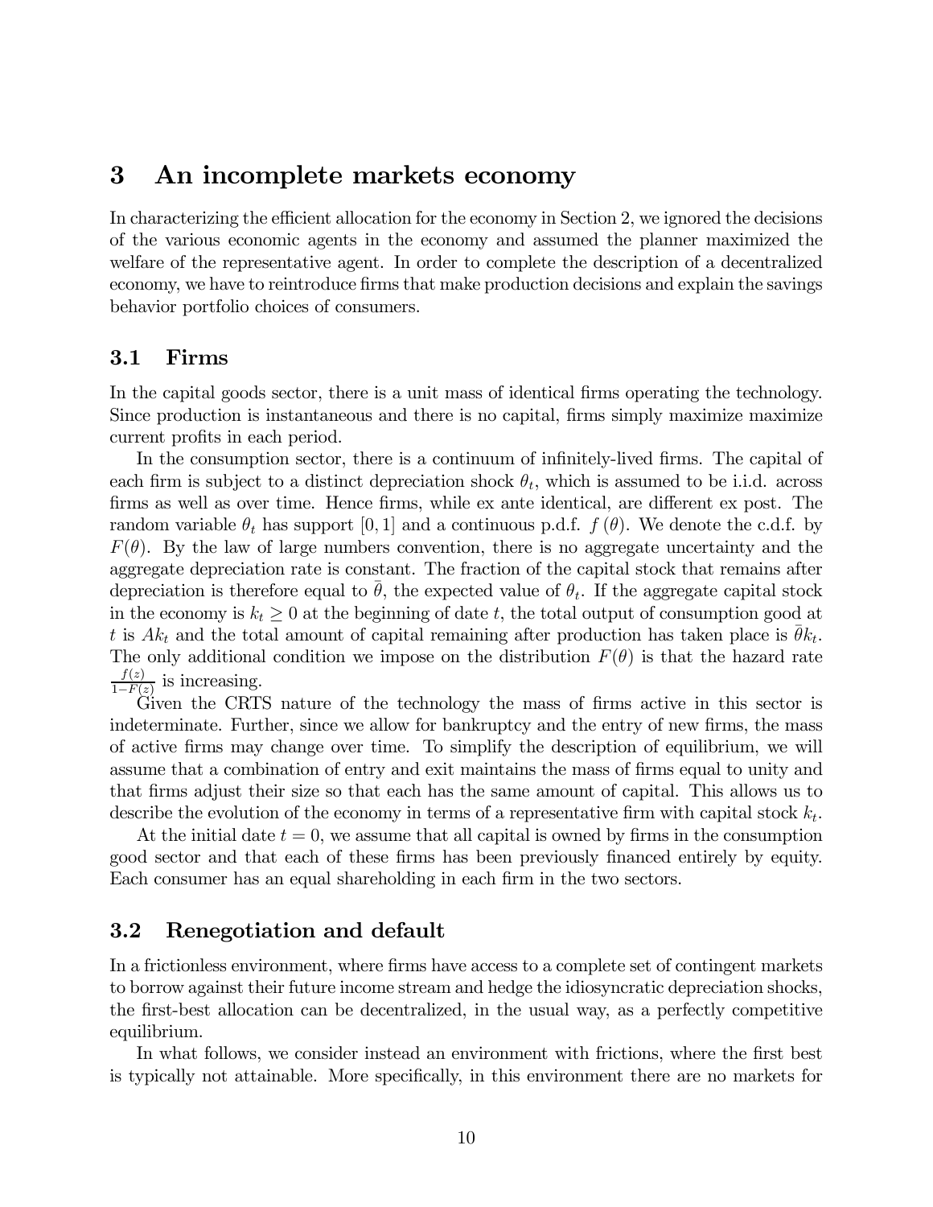# 3 An incomplete markets economy

In characterizing the efficient allocation for the economy in Section 2, we ignored the decisions of the various economic agents in the economy and assumed the planner maximized the welfare of the representative agent. In order to complete the description of a decentralized economy, we have to reintroduce firms that make production decisions and explain the savings behavior portfolio choices of consumers.

## 3.1 Firms

In the capital goods sector, there is a unit mass of identical firms operating the technology. Since production is instantaneous and there is no capital, firms simply maximize maximize current profits in each period.

In the consumption sector, there is a continuum of infinitely-lived firms. The capital of each firm is subject to a distinct depreciation shock $\theta_t$, which is assumed to be i.i.d. across firms as well as over time. Hence firms, while ex ante identical, are different ex post. The random variable $\theta_t$ has support $[0, 1]$ and a continuous p.d.f. $f(\theta)$. We denote the c.d.f. by $F(\theta)$. By the law of large numbers convention, there is no aggregate uncertainty and the aggregate depreciation rate is constant. The fraction of the capital stock that remains after depreciation is therefore equal to $\bar{\theta}$, the expected value of $\theta_t$. If the aggregate capital stock in the economy is $k_t \geq 0$ at the beginning of date $t$, the total output of consumption good at $t$ is $Ak_t$ and the total amount of capital remaining after production has taken place is $\bar{\theta}k_t$. The only additional condition we impose on the distribution $F(\theta)$ is that the hazard rate $\frac{f(z)}{1-F(z)}$ is increasing.

Given the CRTS nature of the technology the mass of firms active in this sector is indeterminate. Further, since we allow for bankruptcy and the entry of new firms, the mass of active firms may change over time. To simplify the description of equilibrium, we will assume that a combination of entry and exit maintains the mass of firms equal to unity and that firms adjust their size so that each has the same amount of capital. This allows us to describe the evolution of the economy in terms of a representative firm with capital stock $k_t$.

At the initial date $t = 0$, we assume that all capital is owned by firms in the consumption good sector and that each of these firms has been previously financed entirely by equity. Each consumer has an equal shareholding in each firm in the two sectors.

## 3.2 Renegotiation and default

In a frictionless environment, where firms have access to a complete set of contingent markets to borrow against their future income stream and hedge the idiosyncratic depreciation shocks, the first-best allocation can be decentralized, in the usual way, as a perfectly competitive equilibrium.

In what follows, we consider instead an environment with frictions, where the first best is typically not attainable. More specifically, in this environment there are no markets for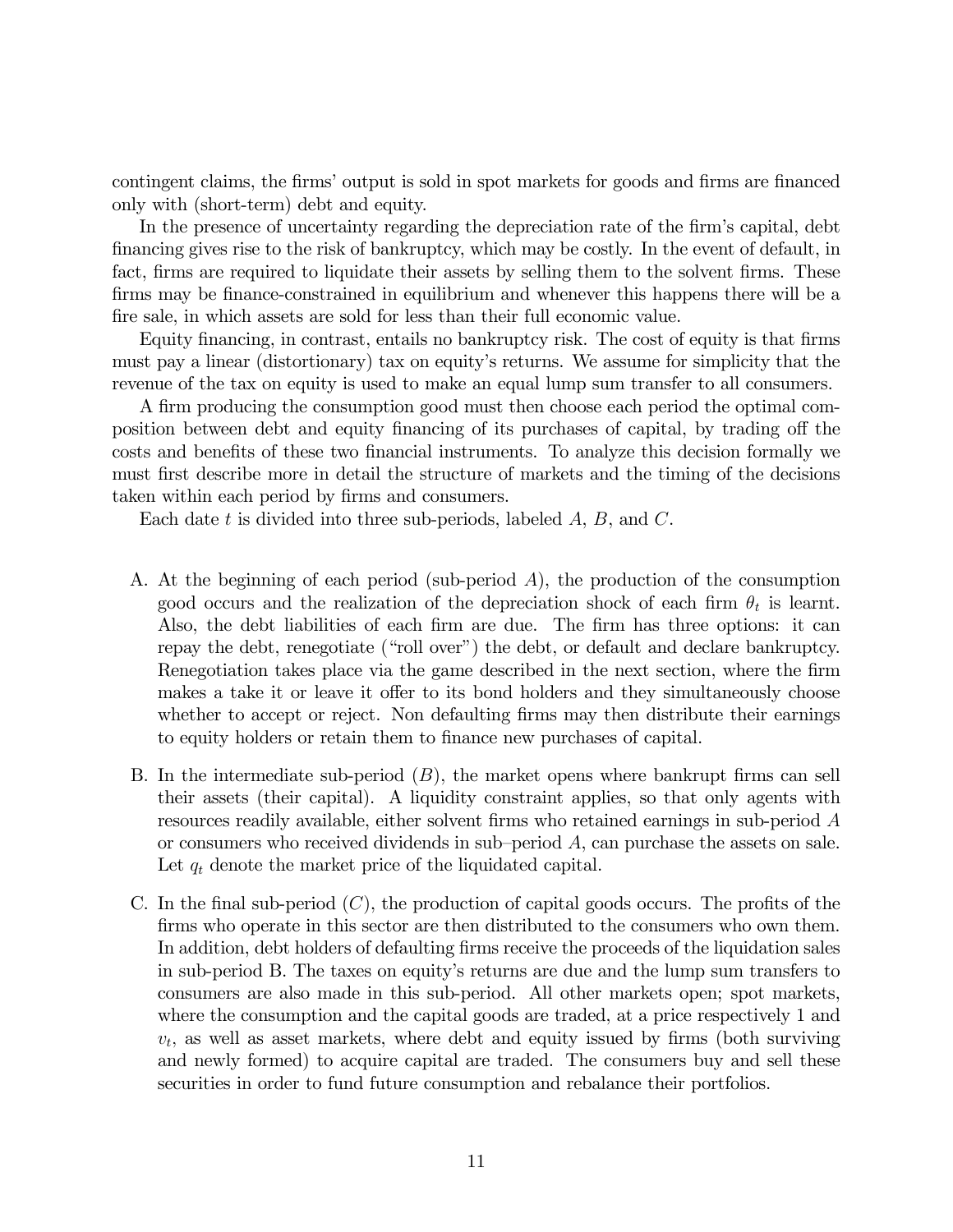contingent claims, the firms' output is sold in spot markets for goods and firms are financed only with (short-term) debt and equity.

In the presence of uncertainty regarding the depreciation rate of the firm's capital, debt financing gives rise to the risk of bankruptcy, which may be costly. In the event of default, in fact, firms are required to liquidate their assets by selling them to the solvent firms. These firms may be finance-constrained in equilibrium and whenever this happens there will be a fire sale, in which assets are sold for less than their full economic value.

Equity financing, in contrast, entails no bankruptcy risk. The cost of equity is that firms must pay a linear (distortionary) tax on equity's returns. We assume for simplicity that the revenue of the tax on equity is used to make an equal lump sum transfer to all consumers.

A firm producing the consumption good must then choose each period the optimal composition between debt and equity financing of its purchases of capital, by trading off the costs and benefits of these two financial instruments. To analyze this decision formally we must first describe more in detail the structure of markets and the timing of the decisions taken within each period by firms and consumers.

Each date $t$ is divided into three sub-periods, labeled $A$, $B$, and $C$.

A. At the beginning of each period (sub-period $A$), the production of the consumption good occurs and the realization of the depreciation shock of each firm $\theta_t$ is learnt. Also, the debt liabilities of each firm are due. The firm has three options: it can repay the debt, renegotiate ("roll over") the debt, or default and declare bankruptcy. Renegotiation takes place via the game described in the next section, where the firm makes a take it or leave it offer to its bond holders and they simultaneously choose whether to accept or reject. Non defaulting firms may then distribute their earnings to equity holders or retain them to finance new purchases of capital.

B. In the intermediate sub-period ($B$), the market opens where bankrupt firms can sell their assets (their capital). A liquidity constraint applies, so that only agents with resources readily available, either solvent firms who retained earnings in sub-period $A$ or consumers who received dividends in sub–period $A$, can purchase the assets on sale. Let $q_t$ denote the market price of the liquidated capital.

C. In the final sub-period ($C$), the production of capital goods occurs. The profits of the firms who operate in this sector are then distributed to the consumers who own them. In addition, debt holders of defaulting firms receive the proceeds of the liquidation sales in sub-period B. The taxes on equity's returns are due and the lump sum transfers to consumers are also made in this sub-period. All other markets open; spot markets, where the consumption and the capital goods are traded, at a price respectively 1 and $v_t$, as well as asset markets, where debt and equity issued by firms (both surviving and newly formed) to acquire capital are traded. The consumers buy and sell these securities in order to fund future consumption and rebalance their portfolios.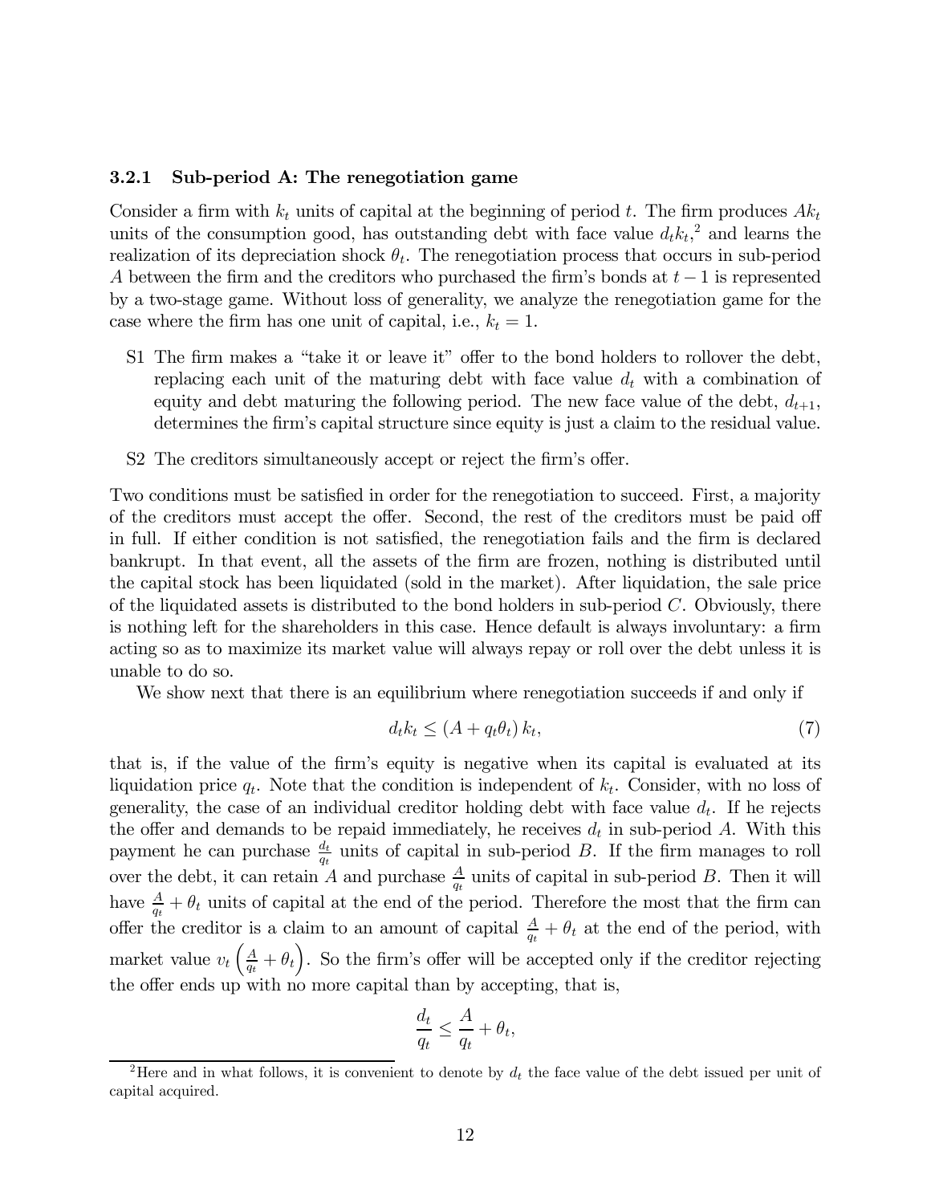### 3.2.1 Sub-period A: The renegotiation game

Consider a firm with $k_t$ units of capital at the beginning of period $t$. The firm produces $Ak_t$ units of the consumption good, has outstanding debt with face value $d_t k_t$,[2] and learns the realization of its depreciation shock $\theta_t$. The renegotiation process that occurs in sub-period $A$ between the firm and the creditors who purchased the firm's bonds at $t-1$ is represented by a two-stage game. Without loss of generality, we analyze the renegotiation game for the case where the firm has one unit of capital, i.e., $k_t = 1$.

- S1 The firm makes a "take it or leave it" offer to the bond holders to rollover the debt, replacing each unit of the maturing debt with face value $d_t$ with a combination of equity and debt maturing the following period. The new face value of the debt, $d_{t+1}$, determines the firm's capital structure since equity is just a claim to the residual value.
- S2 The creditors simultaneously accept or reject the firm's offer.

Two conditions must be satisfied in order for the renegotiation to succeed. First, a majority of the creditors must accept the offer. Second, the rest of the creditors must be paid off in full. If either condition is not satisfied, the renegotiation fails and the firm is declared bankrupt. In that event, all the assets of the firm are frozen, nothing is distributed until the capital stock has been liquidated (sold in the market). After liquidation, the sale price of the liquidated assets is distributed to the bond holders in sub-period $C$. Obviously, there is nothing left for the shareholders in this case. Hence default is always involuntary: a firm acting so as to maximize its market value will always repay or roll over the debt unless it is unable to do so.

We show next that there is an equilibrium where renegotiation succeeds if and only if

$$d_t k_t \leq (A + q_t \theta_t) k_t, \tag{7}$$

that is, if the value of the firm's equity is negative when its capital is evaluated at its liquidation price $q_t$. Note that the condition is independent of $k_t$. Consider, with no loss of generality, the case of an individual creditor holding debt with face value $d_t$. If he rejects the offer and demands to be repaid immediately, he receives $d_t$ in sub-period $A$. With this payment he can purchase $\frac{d_t}{q_t}$ units of capital in sub-period $B$. If the firm manages to roll over the debt, it can retain $A$ and purchase $\frac{A}{q_t}$ units of capital in sub-period $B$. Then it will have $\frac{A}{q_t} + \theta_t$ units of capital at the end of the period. Therefore the most that the firm can offer the creditor is a claim to an amount of capital $\frac{A}{q_t} + \theta_t$ at the end of the period, with market value $v_t \left( \frac{A}{q_t} + \theta_t \right)$. So the firm's offer will be accepted only if the creditor rejecting the offer ends up with no more capital than by accepting, that is,

$$\frac{d_t}{q_t} \leq \frac{A}{q_t} + \theta_t,$$

[2] Here and in what follows, it is convenient to denote by $d_t$ the face value of the debt issued per unit of capital acquired.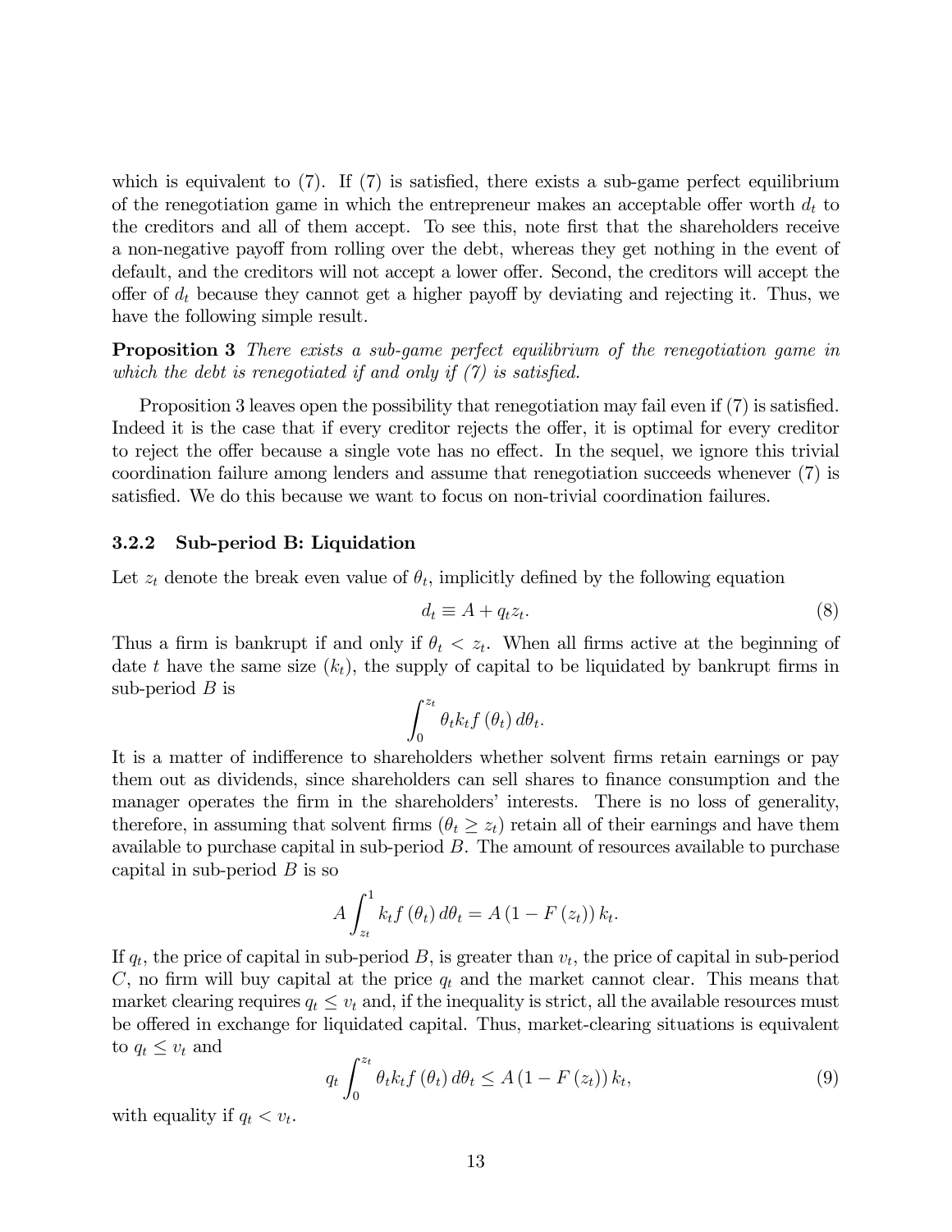which is equivalent to (7). If (7) is satisfied, there exists a sub-game perfect equilibrium of the renegotiation game in which the entrepreneur makes an acceptable offer worth $d_t$ to the creditors and all of them accept. To see this, note first that the shareholders receive a non-negative payoff from rolling over the debt, whereas they get nothing in the event of default, and the creditors will not accept a lower offer. Second, the creditors will accept the offer of $d_t$ because they cannot get a higher payoff by deviating and rejecting it. Thus, we have the following simple result.

**Proposition 3** *There exists a sub-game perfect equilibrium of the renegotiation game in which the debt is renegotiated if and only if (7) is satisfied.*

Proposition 3 leaves open the possibility that renegotiation may fail even if (7) is satisfied. Indeed it is the case that if every creditor rejects the offer, it is optimal for every creditor to reject the offer because a single vote has no effect. In the sequel, we ignore this trivial coordination failure among lenders and assume that renegotiation succeeds whenever (7) is satisfied. We do this because we want to focus on non-trivial coordination failures.

### 3.2.2 Sub-period B: Liquidation

Let $z_t$ denote the break even value of $\theta_t$, implicitly defined by the following equation

$$d_t \equiv A + q_t z_t. \tag{8}$$

Thus a firm is bankrupt if and only if $\theta_t < z_t$. When all firms active at the beginning of date $t$ have the same size ($k_t$), the supply of capital to be liquidated by bankrupt firms in sub-period $B$ is

$$\int_0^{z_t} \theta_t k_t f(\theta_t)\, d\theta_t.$$

It is a matter of indifference to shareholders whether solvent firms retain earnings or pay them out as dividends, since shareholders can sell shares to finance consumption and the manager operates the firm in the shareholders' interests. There is no loss of generality, therefore, in assuming that solvent firms ($\theta_t \geq z_t$) retain all of their earnings and have them available to purchase capital in sub-period $B$. The amount of resources available to purchase capital in sub-period $B$ is so

$$A \int_{z_t}^{1} k_t f(\theta_t)\, d\theta_t = A(1 - F(z_t))\, k_t.$$

If $q_t$, the price of capital in sub-period $B$, is greater than $v_t$, the price of capital in sub-period $C$, no firm will buy capital at the price $q_t$ and the market cannot clear. This means that market clearing requires $q_t \leq v_t$ and, if the inequality is strict, all the available resources must be offered in exchange for liquidated capital. Thus, market-clearing situations is equivalent to $q_t \leq v_t$ and

$$q_t \int_0^{z_t} \theta_t k_t f(\theta_t)\, d\theta_t \leq A(1 - F(z_t))\, k_t, \tag{9}$$

with equality if $q_t < v_t$.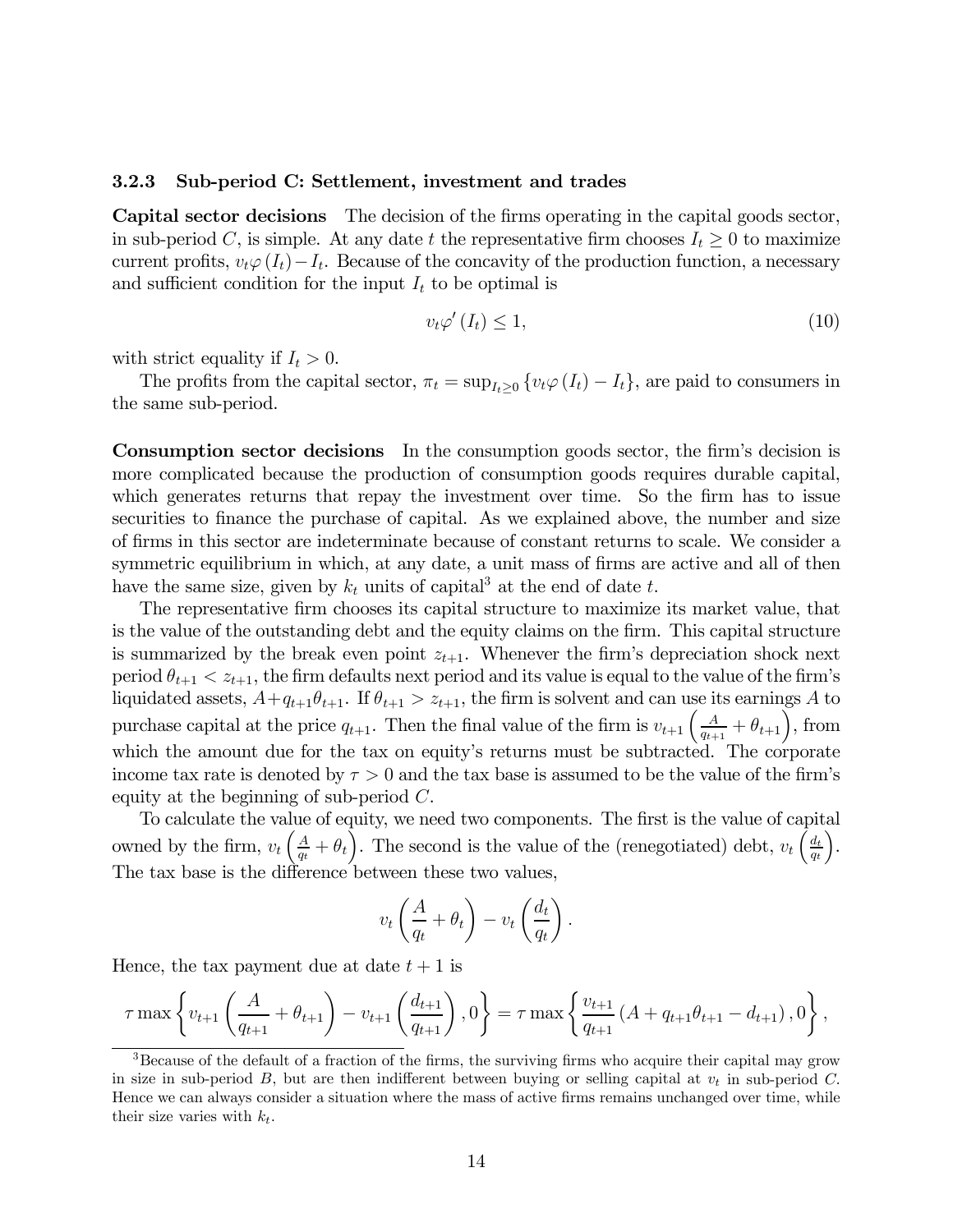### 3.2.3 Sub-period C: Settlement, investment and trades

**Capital sector decisions** The decision of the firms operating in the capital goods sector, in sub-period $C$, is simple. At any date $t$ the representative firm chooses $I_t \geq 0$ to maximize current profits, $v_t \varphi(I_t) - I_t$. Because of the concavity of the production function, a necessary and sufficient condition for the input $I_t$ to be optimal is

$$v_t \varphi'(I_t) \leq 1, \tag{10}$$

with strict equality if $I_t > 0$.

The profits from the capital sector, $\pi_t = \sup_{I_t \geq 0} \{v_t \varphi(I_t) - I_t\}$, are paid to consumers in the same sub-period.

**Consumption sector decisions** In the consumption goods sector, the firm's decision is more complicated because the production of consumption goods requires durable capital, which generates returns that repay the investment over time. So the firm has to issue securities to finance the purchase of capital. As we explained above, the number and size of firms in this sector are indeterminate because of constant returns to scale. We consider a symmetric equilibrium in which, at any date, a unit mass of firms are active and all of then have the same size, given by $k_t$ units of capital[3] at the end of date $t$.

The representative firm chooses its capital structure to maximize its market value, that is the value of the outstanding debt and the equity claims on the firm. This capital structure is summarized by the break even point $z_{t+1}$. Whenever the firm's depreciation shock next period $\theta_{t+1} < z_{t+1}$, the firm defaults next period and its value is equal to the value of the firm's liquidated assets, $A + q_{t+1}\theta_{t+1}$. If $\theta_{t+1} > z_{t+1}$, the firm is solvent and can use its earnings $A$ to purchase capital at the price $q_{t+1}$. Then the final value of the firm is $v_{t+1}\left(\frac{A}{q_{t+1}} + \theta_{t+1}\right)$, from which the amount due for the tax on equity's returns must be subtracted. The corporate income tax rate is denoted by $\tau > 0$ and the tax base is assumed to be the value of the firm's equity at the beginning of sub-period $C$.

To calculate the value of equity, we need two components. The first is the value of capital owned by the firm, $v_t\left(\frac{A}{q_t} + \theta_t\right)$. The second is the value of the (renegotiated) debt, $v_t\left(\frac{d_t}{q_t}\right)$. The tax base is the difference between these two values,

$$v_t\left(\frac{A}{q_t} + \theta_t\right) - v_t\left(\frac{d_t}{q_t}\right).$$

Hence, the tax payment due at date $t+1$ is

$$\tau \max\left\{v_{t+1}\left(\frac{A}{q_{t+1}} + \theta_{t+1}\right) - v_{t+1}\left(\frac{d_{t+1}}{q_{t+1}}\right), 0\right\} = \tau \max\left\{\frac{v_{t+1}}{q_{t+1}}\left(A + q_{t+1}\theta_{t+1} - d_{t+1}\right), 0\right\},$$

[3] Because of the default of a fraction of the firms, the surviving firms who acquire their capital may grow in size in sub-period $B$, but are then indifferent between buying or selling capital at $v_t$ in sub-period $C$. Hence we can always consider a situation where the mass of active firms remains unchanged over time, while their size varies with $k_t$.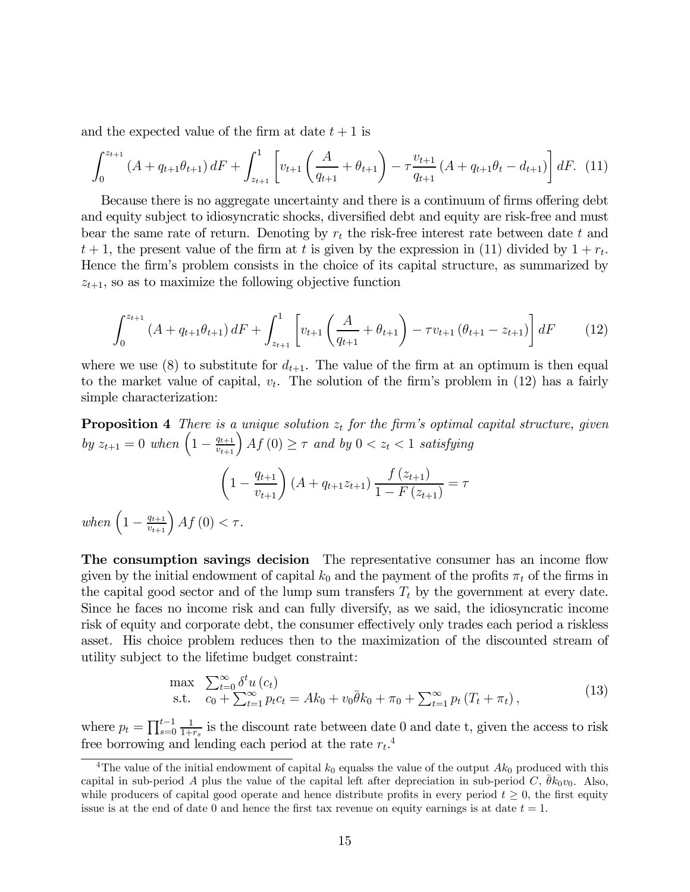and the expected value of the firm at date $t+1$ is

$$\int_0^{z_{t+1}} \left(A + q_{t+1}\theta_{t+1}\right) dF + \int_{z_{t+1}}^1 \left[ v_{t+1}\left(\frac{A}{q_{t+1}} + \theta_{t+1}\right) - \tau \frac{v_{t+1}}{q_{t+1}}\left(A + q_{t+1}\theta_t - d_{t+1}\right)\right] dF. \quad (11)$$

Because there is no aggregate uncertainty and there is a continuum of firms offering debt and equity subject to idiosyncratic shocks, diversified debt and equity are risk-free and must bear the same rate of return. Denoting by $r_t$ the risk-free interest rate between date $t$ and $t+1$, the present value of the firm at $t$ is given by the expression in (11) divided by $1 + r_t$. Hence the firm's problem consists in the choice of its capital structure, as summarized by $z_{t+1}$, so as to maximize the following objective function

$$\int_0^{z_{t+1}} \left(A + q_{t+1}\theta_{t+1}\right) dF + \int_{z_{t+1}}^1 \left[ v_{t+1}\left(\frac{A}{q_{t+1}} + \theta_{t+1}\right) - \tau v_{t+1}\left(\theta_{t+1} - z_{t+1}\right)\right] dF \quad (12)$$

where we use (8) to substitute for $d_{t+1}$. The value of the firm at an optimum is then equal to the market value of capital, $v_t$. The solution of the firm's problem in (12) has a fairly simple characterization:

**Proposition 4** *There is a unique solution $z_t$ for the firm's optimal capital structure, given by $z_{t+1} = 0$ when $\left(1 - \frac{q_{t+1}}{v_{t+1}}\right) Af(0) \geq \tau$ and by $0 < z_t < 1$ satisfying*

$$\left(1 - \frac{q_{t+1}}{v_{t+1}}\right)\left(A + q_{t+1}z_{t+1}\right)\frac{f(z_{t+1})}{1 - F(z_{t+1})} = \tau$$

*when $\left(1 - \frac{q_{t+1}}{v_{t+1}}\right) Af(0) < \tau$.*

**The consumption savings decision** The representative consumer has an income flow given by the initial endowment of capital $k_0$ and the payment of the profits $\pi_t$ of the firms in the capital good sector and of the lump sum transfers $T_t$ by the government at every date. Since he faces no income risk and can fully diversify, as we said, the idiosyncratic income risk of equity and corporate debt, the consumer effectively only trades each period a riskless asset. His choice problem reduces then to the maximization of the discounted stream of utility subject to the lifetime budget constraint:

$$\begin{array}{ll} \max & \sum_{t=0}^{\infty} \delta^t u(c_t) \\ \text{s.t.} & c_0 + \sum_{t=1}^{\infty} p_t c_t = Ak_0 + v_0\bar{\theta}k_0 + \pi_0 + \sum_{t=1}^{\infty} p_t\left(T_t + \pi_t\right), \end{array} \quad (13)$$

where $p_t = \prod_{s=0}^{t-1} \frac{1}{1+r_s}$ is the discount rate between date 0 and date t, given the access to risk free borrowing and lending each period at the rate $r_t$.[4]

[4]The value of the initial endowment of capital $k_0$ equalss the value of the output $Ak_0$ produced with this capital in sub-period $A$ plus the value of the capital left after depreciation in sub-period $C$, $\bar{\theta}k_0v_0$. Also, while producers of capital good operate and hence distribute profits in every period $t \geq 0$, the first equity issue is at the end of date 0 and hence the first tax revenue on equity earnings is at date $t = 1$.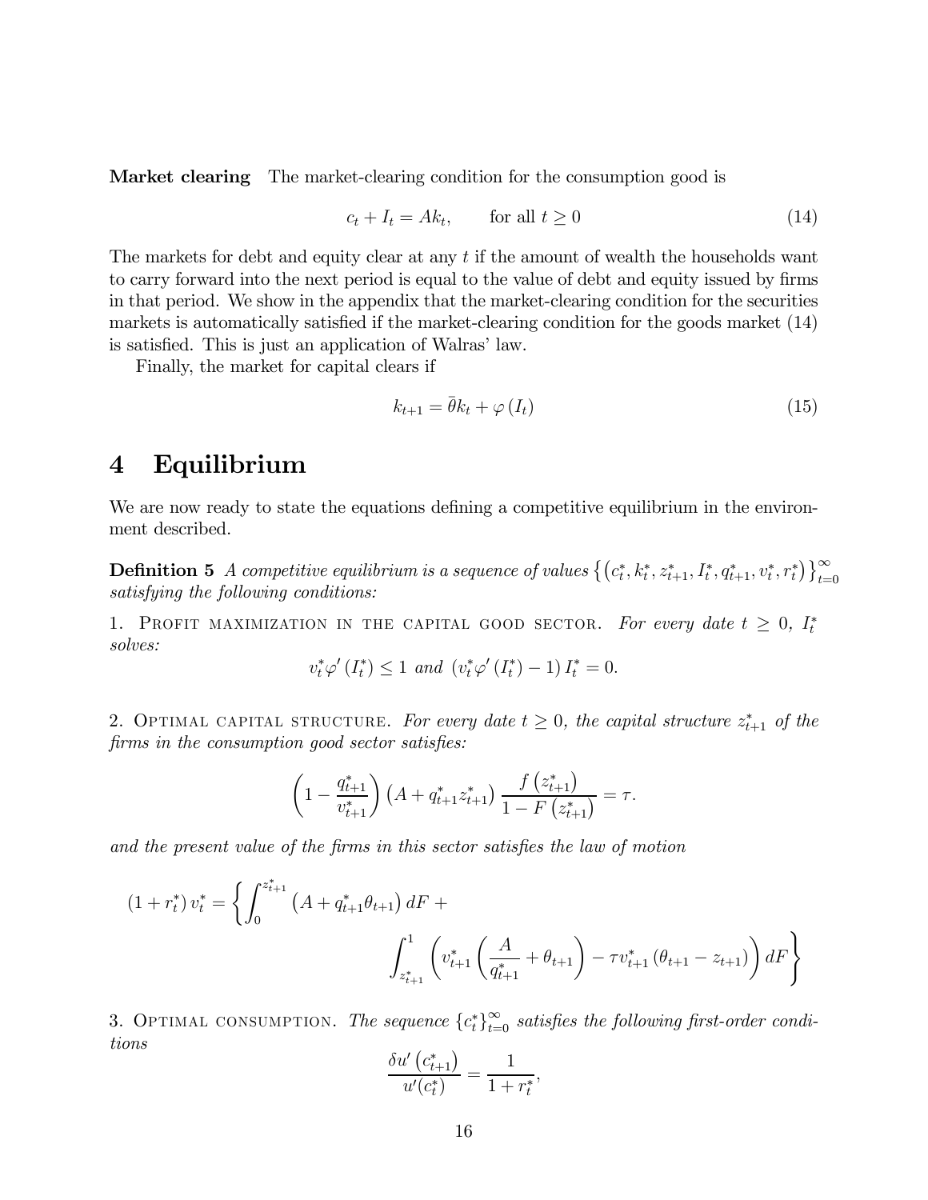**Market clearing** The market-clearing condition for the consumption good is

$$c_t + I_t = Ak_t, \qquad \text{for all } t \geq 0 \tag{14}$$

The markets for debt and equity clear at any $t$ if the amount of wealth the households want to carry forward into the next period is equal to the value of debt and equity issued by firms in that period. We show in the appendix that the market-clearing condition for the securities markets is automatically satisfied if the market-clearing condition for the goods market (14) is satisfied. This is just an application of Walras' law.

Finally, the market for capital clears if

$$k_{t+1} = \bar{\theta} k_t + \varphi(I_t) \tag{15}$$

# 4 Equilibrium

We are now ready to state the equations defining a competitive equilibrium in the environment described.

**Definition 5** *A competitive equilibrium is a sequence of values* $\left\{ \left(c_t^*, k_t^*, z_{t+1}^*, I_t^*, q_{t+1}^*, v_t^*, r_t^*\right) \right\}_{t=0}^{\infty}$ *satisfying the following conditions:*

1. Profit maximization in the capital good sector. *For every date $t \geq 0$, $I_t^*$ solves:*

$$v_t^* \varphi'(I_t^*) \leq 1 \text{ and } \left(v_t^* \varphi'(I_t^*) - 1\right) I_t^* = 0.$$

2. Optimal capital structure. *For every date $t \geq 0$, the capital structure $z_{t+1}^*$ of the firms in the consumption good sector satisfies:*

$$\left(1 - \frac{q_{t+1}^*}{v_{t+1}^*}\right) \left(A + q_{t+1}^* z_{t+1}^*\right) \frac{f\left(z_{t+1}^*\right)}{1 - F\left(z_{t+1}^*\right)} = \tau.$$

*and the present value of the firms in this sector satisfies the law of motion*

$$(1 + r_t^*) v_t^* = \left\{ \int_0^{z_{t+1}^*} \left(A + q_{t+1}^* \theta_{t+1}\right) dF + \int_{z_{t+1}^*}^1 \left( v_{t+1}^* \left( \frac{A}{q_{t+1}^*} + \theta_{t+1} \right) - \tau v_{t+1}^* \left(\theta_{t+1} - z_{t+1}\right) \right) dF \right\}$$

3. Optimal consumption. *The sequence $\{c_t^*\}_{t=0}^{\infty}$ satisfies the following first-order conditions*

$$\frac{\delta u'\left(c_{t+1}^*\right)}{u'(c_t^*)} = \frac{1}{1 + r_t^*},$$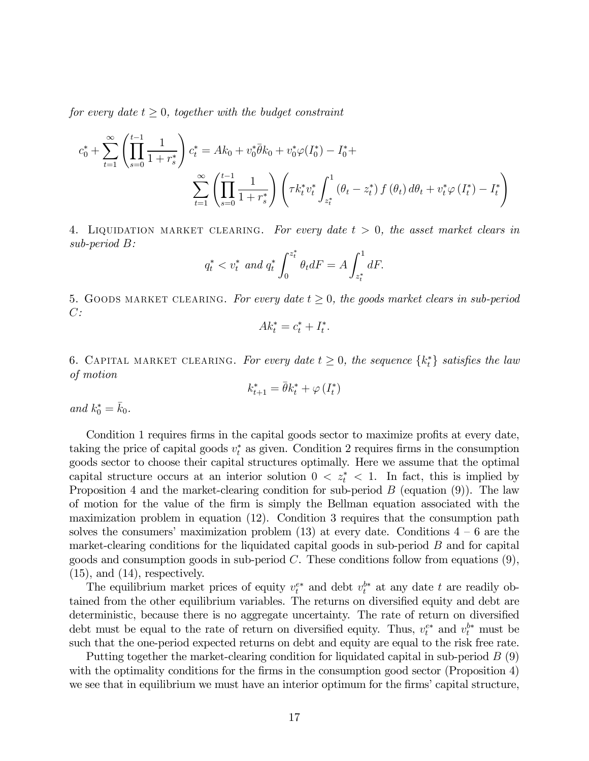*for every date $t \geq 0$, together with the budget constraint*

$$
c_0^* + \sum_{t=1}^{\infty} \left( \prod_{s=0}^{t-1} \frac{1}{1+r_s^*} \right) c_t^* = Ak_0 + v_0^* \bar{\theta} k_0 + v_0^* \varphi(I_0^*) - I_0^* + \\
\sum_{t=1}^{\infty} \left( \prod_{s=0}^{t-1} \frac{1}{1+r_s^*} \right) \left( \tau k_t^* v_t^* \int_{z_t^*}^{1} (\theta_t - z_t^*) f(\theta_t) d\theta_t + v_t^* \varphi(I_t^*) - I_t^* \right)
$$

4. Liquidation market clearing. *For every date $t > 0$, the asset market clears in sub-period $B$:*

$$
q_t^* < v_t^* \text{ and } q_t^* \int_0^{z_t^*} \theta_t dF = A \int_{z_t^*}^{1} dF.
$$

5. Goods market clearing. *For every date $t \geq 0$, the goods market clears in sub-period $C$:*

$$
Ak_t^* = c_t^* + I_t^*.
$$

6. Capital market clearing. *For every date $t \geq 0$, the sequence $\{k_t^*\}$ satisfies the law of motion*

$$
k_{t+1}^* = \bar{\theta} k_t^* + \varphi(I_t^*)
$$

*and $k_0^* = \bar{k}_0$.*

Condition 1 requires firms in the capital goods sector to maximize profits at every date, taking the price of capital goods $v_t^*$ as given. Condition 2 requires firms in the consumption goods sector to choose their capital structures optimally. Here we assume that the optimal capital structure occurs at an interior solution $0 < z_t^* < 1$. In fact, this is implied by Proposition 4 and the market-clearing condition for sub-period $B$ (equation (9)). The law of motion for the value of the firm is simply the Bellman equation associated with the maximization problem in equation (12). Condition 3 requires that the consumption path solves the consumers' maximization problem (13) at every date. Conditions 4 – 6 are the market-clearing conditions for the liquidated capital goods in sub-period $B$ and for capital goods and consumption goods in sub-period $C$. These conditions follow from equations (9), (15), and (14), respectively.

The equilibrium market prices of equity $v_t^{e*}$ and debt $v_t^{b*}$ at any date $t$ are readily obtained from the other equilibrium variables. The returns on diversified equity and debt are deterministic, because there is no aggregate uncertainty. The rate of return on diversified debt must be equal to the rate of return on diversified equity. Thus, $v_t^{e*}$ and $v_t^{b*}$ must be such that the one-period expected returns on debt and equity are equal to the risk free rate.

Putting together the market-clearing condition for liquidated capital in sub-period $B$ (9) with the optimality conditions for the firms in the consumption good sector (Proposition 4) we see that in equilibrium we must have an interior optimum for the firms' capital structure,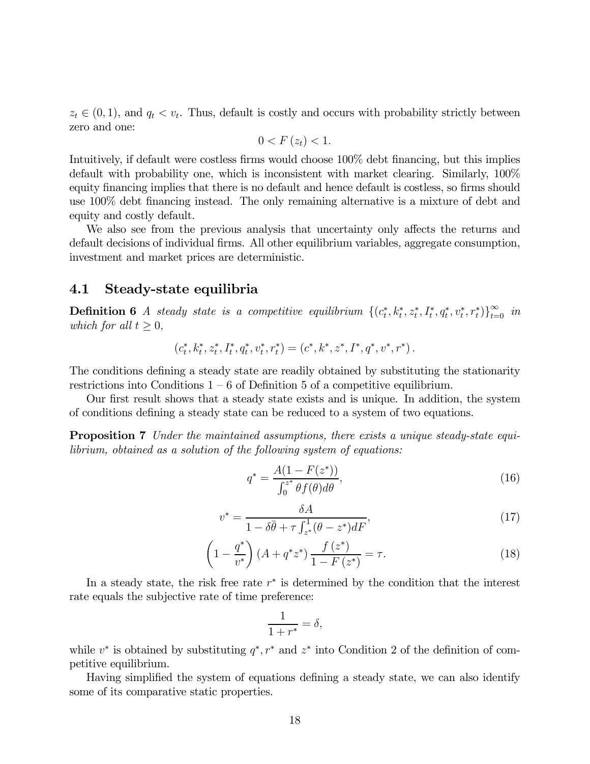$z_t \in (0,1)$, and $q_t < v_t$. Thus, default is costly and occurs with probability strictly between zero and one:

$$0 < F(z_t) < 1.$$

Intuitively, if default were costless firms would choose 100% debt financing, but this implies default with probability one, which is inconsistent with market clearing. Similarly, 100% equity financing implies that there is no default and hence default is costless, so firms should use 100% debt financing instead. The only remaining alternative is a mixture of debt and equity and costly default.

We also see from the previous analysis that uncertainty only affects the returns and default decisions of individual firms. All other equilibrium variables, aggregate consumption, investment and market prices are deterministic.

## 4.1 Steady-state equilibria

**Definition 6** *A steady state is a competitive equilibrium* $\{(c_t^*, k_t^*, z_t^*, I_t^*, q_t^*, v_t^*, r_t^*)\}_{t=0}^{\infty}$ *in which for all* $t \geq 0$,

$$(c_t^*, k_t^*, z_t^*, I_t^*, q_t^*, v_t^*, r_t^*) = (c^*, k^*, z^*, I^*, q^*, v^*, r^*).$$

The conditions defining a steady state are readily obtained by substituting the stationarity restrictions into Conditions 1 – 6 of Definition 5 of a competitive equilibrium.

Our first result shows that a steady state exists and is unique. In addition, the system of conditions defining a steady state can be reduced to a system of two equations.

**Proposition 7** *Under the maintained assumptions, there exists a unique steady-state equilibrium, obtained as a solution of the following system of equations:*

$$q^* = \frac{A(1 - F(z^*))}{\int_0^{z^*} \theta f(\theta) d\theta}, \tag{16}$$

$$v^* = \frac{\delta A}{1 - \delta\bar{\theta} + \tau \int_{z^*}^1 (\theta - z^*) dF}, \tag{17}$$

$$\left(1 - \frac{q^*}{v^*}\right)(A + q^* z^*) \frac{f(z^*)}{1 - F(z^*)} = \tau. \tag{18}$$

In a steady state, the risk free rate $r^*$ is determined by the condition that the interest rate equals the subjective rate of time preference:

$$\frac{1}{1 + r^*} = \delta,$$

while $v^*$ is obtained by substituting $q^*, r^*$ and $z^*$ into Condition 2 of the definition of competitive equilibrium.

Having simplified the system of equations defining a steady state, we can also identify some of its comparative static properties.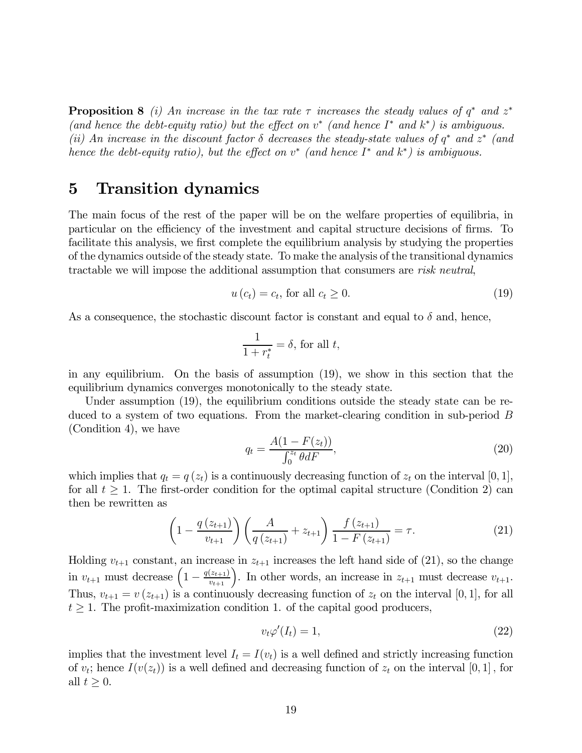**Proposition 8** *(i) An increase in the tax rate $\tau$ increases the steady values of $q^*$ and $z^*$ (and hence the debt-equity ratio) but the effect on $v^*$ (and hence $I^*$ and $k^*$) is ambiguous. (ii) An increase in the discount factor $\delta$ decreases the steady-state values of $q^*$ and $z^*$ (and hence the debt-equity ratio), but the effect on $v^*$ (and hence $I^*$ and $k^*$) is ambiguous.*

# 5 Transition dynamics

The main focus of the rest of the paper will be on the welfare properties of equilibria, in particular on the efficiency of the investment and capital structure decisions of firms. To facilitate this analysis, we first complete the equilibrium analysis by studying the properties of the dynamics outside of the steady state. To make the analysis of the transitional dynamics tractable we will impose the additional assumption that consumers are *risk neutral*,

$$u(c_t) = c_t, \text{ for all } c_t \geq 0. \tag{19}$$

As a consequence, the stochastic discount factor is constant and equal to $\delta$ and, hence,

$$\frac{1}{1 + r_t^*} = \delta, \text{ for all } t,$$

in any equilibrium. On the basis of assumption (19), we show in this section that the equilibrium dynamics converges monotonically to the steady state.

Under assumption (19), the equilibrium conditions outside the steady state can be reduced to a system of two equations. From the market-clearing condition in sub-period $B$ (Condition 4), we have

$$q_t = \frac{A(1 - F(z_t))}{\int_0^{z_t} \theta dF}, \tag{20}$$

which implies that $q_t = q(z_t)$ is a continuously decreasing function of $z_t$ on the interval $[0, 1]$, for all $t \geq 1$. The first-order condition for the optimal capital structure (Condition 2) can then be rewritten as

$$\left(1 - \frac{q(z_{t+1})}{v_{t+1}}\right)\left(\frac{A}{q(z_{t+1})} + z_{t+1}\right)\frac{f(z_{t+1})}{1 - F(z_{t+1})} = \tau. \tag{21}$$

Holding $v_{t+1}$ constant, an increase in $z_{t+1}$ increases the left hand side of (21), so the change in $v_{t+1}$ must decrease $\left(1 - \frac{q(z_{t+1})}{v_{t+1}}\right)$. In other words, an increase in $z_{t+1}$ must decrease $v_{t+1}$. Thus, $v_{t+1} = v(z_{t+1})$ is a continuously decreasing function of $z_t$ on the interval $[0, 1]$, for all $t \geq 1$. The profit-maximization condition 1. of the capital good producers,

$$v_t \varphi'(I_t) = 1, \tag{22}$$

implies that the investment level $I_t = I(v_t)$ is a well defined and strictly increasing function of $v_t$; hence $I(v(z_t))$ is a well defined and decreasing function of $z_t$ on the interval $[0, 1]$, for all $t \geq 0$.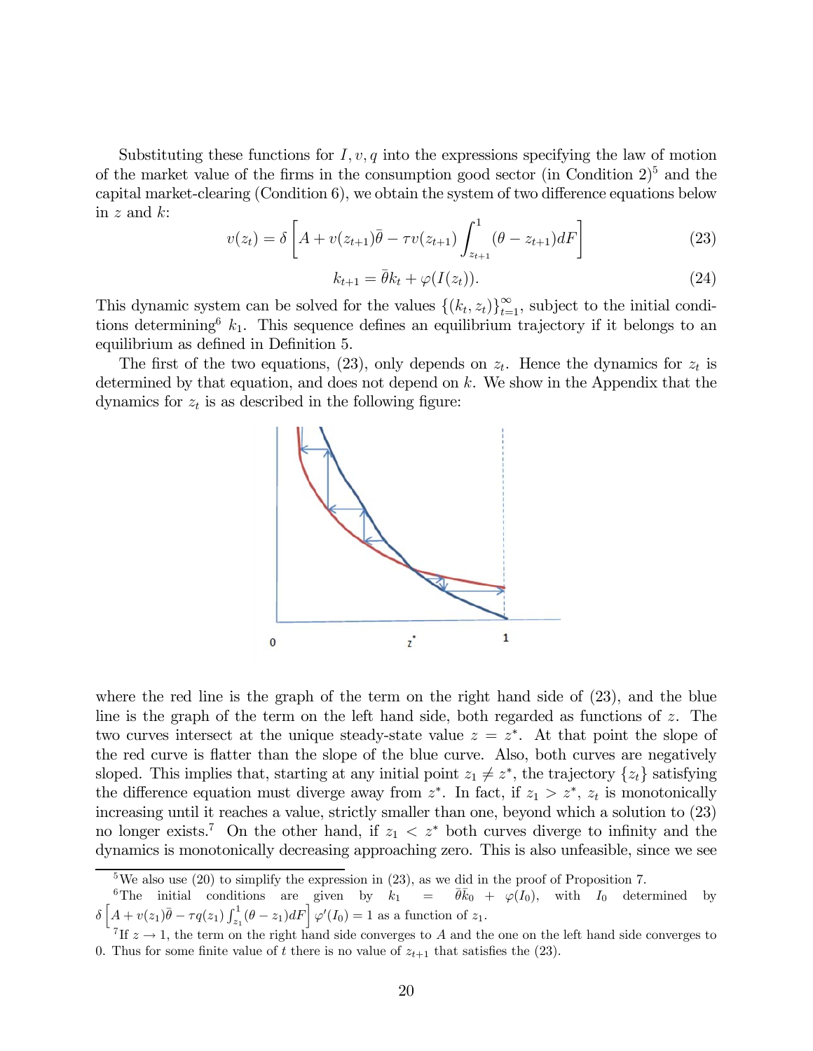Substituting these functions for $I, v, q$ into the expressions specifying the law of motion of the market value of the firms in the consumption good sector (in Condition 2)[5] and the capital market-clearing (Condition 6), we obtain the system of two difference equations below in $z$ and $k$:

$$v(z_t) = \delta \left[ A + v(z_{t+1})\bar{\theta} - \tau v(z_{t+1}) \int_{z_{t+1}}^{1} (\theta - z_{t+1}) dF \right] \tag{23}$$

$$k_{t+1} = \bar{\theta} k_t + \varphi(I(z_t)). \tag{24}$$

This dynamic system can be solved for the values $\{(k_t, z_t)\}_{t=1}^{\infty}$, subject to the initial conditions determining[6] $k_1$. This sequence defines an equilibrium trajectory if it belongs to an equilibrium as defined in Definition 5.

The first of the two equations, (23), only depends on $z_t$. Hence the dynamics for $z_t$ is determined by that equation, and does not depend on $k$. We show in the Appendix that the dynamics for $z_t$ is as described in the following figure:

where the red line is the graph of the term on the right hand side of (23), and the blue line is the graph of the term on the left hand side, both regarded as functions of $z$. The two curves intersect at the unique steady-state value $z = z^*$. At that point the slope of the red curve is flatter than the slope of the blue curve. Also, both curves are negatively sloped. This implies that, starting at any initial point $z_1 \neq z^*$, the trajectory $\{z_t\}$ satisfying the difference equation must diverge away from $z^*$. In fact, if $z_1 > z^*$, $z_t$ is monotonically increasing until it reaches a value, strictly smaller than one, beyond which a solution to (23) no longer exists.[7] On the other hand, if $z_1 < z^*$ both curves diverge to infinity and the dynamics is monotonically decreasing approaching zero. This is also unfeasible, since we see

---

[5] We also use (20) to simplify the expression in (23), as we did in the proof of Proposition 7.

[6] The initial conditions are given by $k_1 = \bar{\theta}\bar{k}_0 + \varphi(I_0)$, with $I_0$ determined by $\delta \left[ A + v(z_1)\bar{\theta} - \tau q(z_1) \int_{z_1}^{1} (\theta - z_1) dF \right] \varphi'(I_0) = 1$ as a function of $z_1$.

[7] If $z \to 1$, the term on the right hand side converges to $A$ and the one on the left hand side converges to 0. Thus for some finite value of $t$ there is no value of $z_{t+1}$ that satisfies the (23).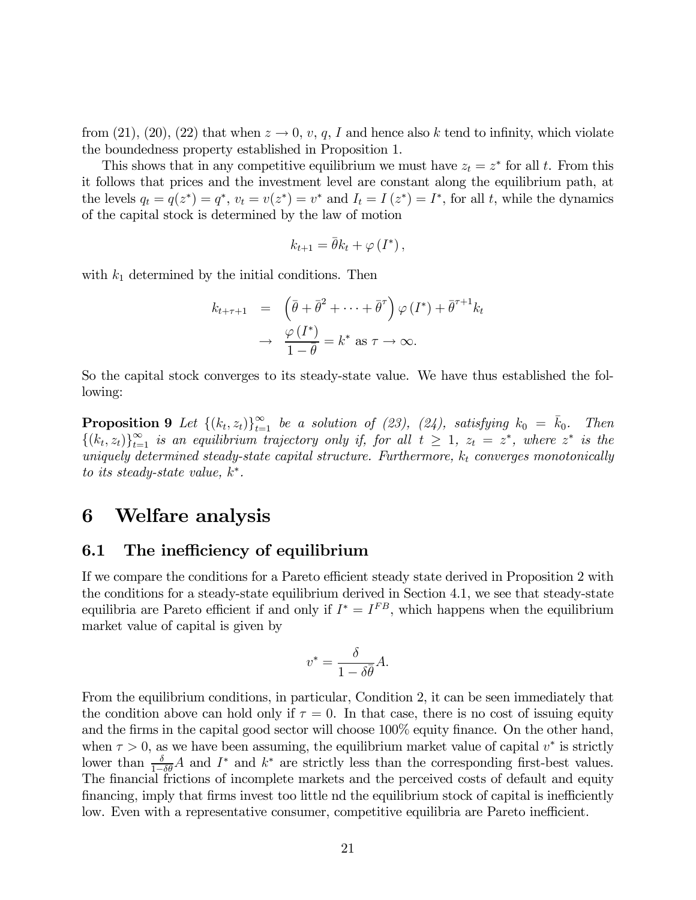from (21), (20), (22) that when $z \to 0$, $v$, $q$, $I$ and hence also $k$ tend to infinity, which violate the boundedness property established in Proposition 1.

This shows that in any competitive equilibrium we must have $z_t = z^*$ for all $t$. From this it follows that prices and the investment level are constant along the equilibrium path, at the levels $q_t = q(z^*) = q^*$, $v_t = v(z^*) = v^*$ and $I_t = I(z^*) = I^*$, for all $t$, while the dynamics of the capital stock is determined by the law of motion

$$k_{t+1} = \bar{\theta} k_t + \varphi(I^*),$$

with $k_1$ determined by the initial conditions. Then

$$\begin{aligned} k_{t+\tau+1} &= \left(\bar{\theta} + \bar{\theta}^2 + \cdots + \bar{\theta}^\tau\right) \varphi(I^*) + \bar{\theta}^{\tau+1} k_t \\ &\to \frac{\varphi(I^*)}{1-\bar{\theta}} = k^* \text{ as } \tau \to \infty. \end{aligned}$$

So the capital stock converges to its steady-state value. We have thus established the following:

**Proposition 9** *Let $\{(k_t, z_t)\}_{t=1}^{\infty}$ be a solution of (23), (24), satisfying $k_0 = \bar{k}_0$. Then $\{(k_t, z_t)\}_{t=1}^{\infty}$ is an equilibrium trajectory only if, for all $t \geq 1$, $z_t = z^*$, where $z^*$ is the uniquely determined steady-state capital structure. Furthermore, $k_t$ converges monotonically to its steady-state value, $k^*$.*

# 6 Welfare analysis

## 6.1 The inefficiency of equilibrium

If we compare the conditions for a Pareto efficient steady state derived in Proposition 2 with the conditions for a steady-state equilibrium derived in Section 4.1, we see that steady-state equilibria are Pareto efficient if and only if $I^* = I^{FB}$, which happens when the equilibrium market value of capital is given by

$$v^* = \frac{\delta}{1-\delta\bar{\theta}} A.$$

From the equilibrium conditions, in particular, Condition 2, it can be seen immediately that the condition above can hold only if $\tau = 0$. In that case, there is no cost of issuing equity and the firms in the capital good sector will choose 100% equity finance. On the other hand, when $\tau > 0$, as we have been assuming, the equilibrium market value of capital $v^*$ is strictly lower than $\frac{\delta}{1-\delta\bar{\theta}} A$ and $I^*$ and $k^*$ are strictly less than the corresponding first-best values. The financial frictions of incomplete markets and the perceived costs of default and equity financing, imply that firms invest too little nd the equilibrium stock of capital is inefficiently low. Even with a representative consumer, competitive equilibria are Pareto inefficient.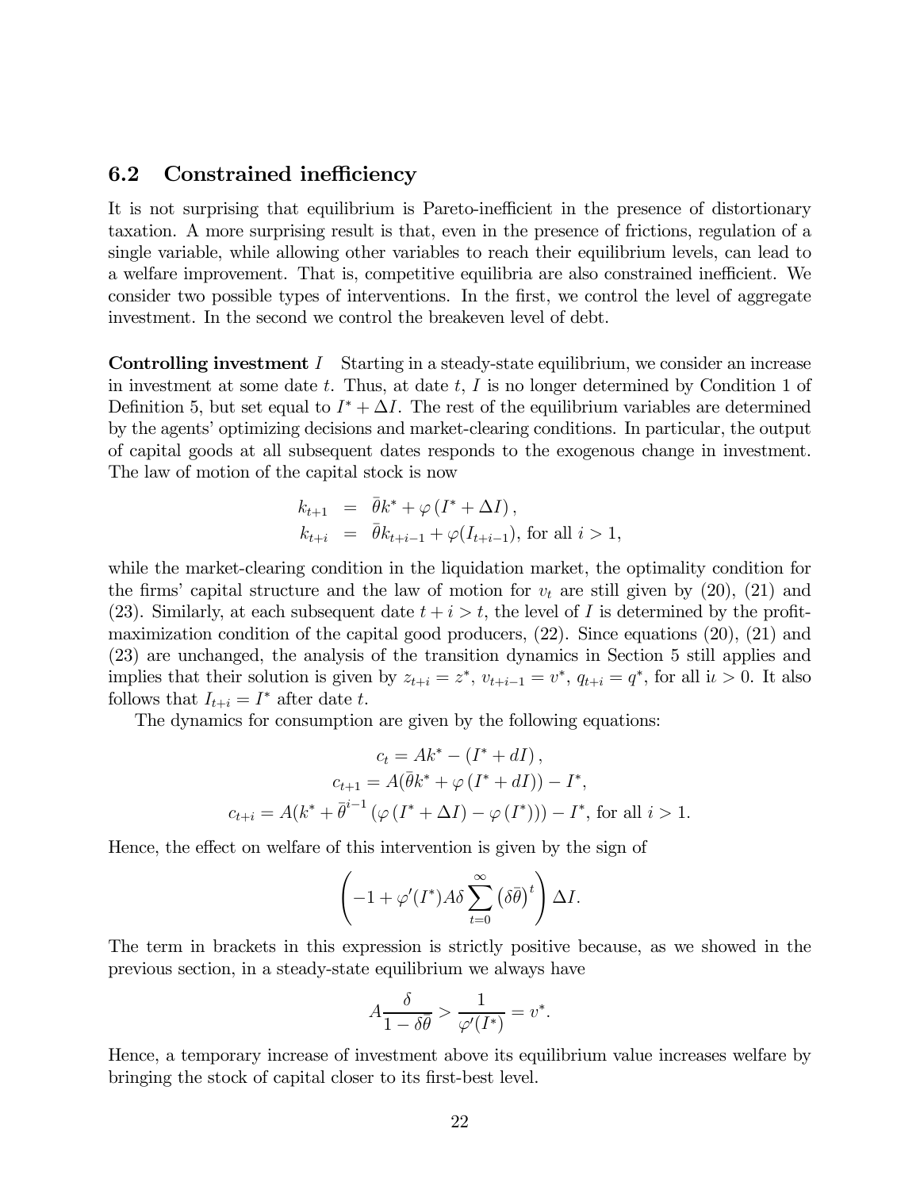### 6.2 Constrained inefficiency

It is not surprising that equilibrium is Pareto-inefficient in the presence of distortionary taxation. A more surprising result is that, even in the presence of frictions, regulation of a single variable, while allowing other variables to reach their equilibrium levels, can lead to a welfare improvement. That is, competitive equilibria are also constrained inefficient. We consider two possible types of interventions. In the first, we control the level of aggregate investment. In the second we control the breakeven level of debt.

**Controlling investment** $I$ Starting in a steady-state equilibrium, we consider an increase in investment at some date $t$. Thus, at date $t$, $I$ is no longer determined by Condition 1 of Definition 5, but set equal to $I^* + \Delta I$. The rest of the equilibrium variables are determined by the agents' optimizing decisions and market-clearing conditions. In particular, the output of capital goods at all subsequent dates responds to the exogenous change in investment. The law of motion of the capital stock is now

$$
\begin{aligned}
k_{t+1} &= \bar{\theta} k^* + \varphi\left(I^* + \Delta I\right), \\
k_{t+i} &= \bar{\theta} k_{t+i-1} + \varphi(I_{t+i-1}), \text{ for all } i > 1,
\end{aligned}
$$

while the market-clearing condition in the liquidation market, the optimality condition for the firms' capital structure and the law of motion for $v_t$ are still given by (20), (21) and (23). Similarly, at each subsequent date $t+i > t$, the level of $I$ is determined by the profit-maximization condition of the capital good producers, (22). Since equations (20), (21) and (23) are unchanged, the analysis of the transition dynamics in Section 5 still applies and implies that their solution is given by $z_{t+i} = z^*$, $v_{t+i-1} = v^*$, $q_{t+i} = q^*$, for all $\imath > 0$. It also follows that $I_{t+i} = I^*$ after date $t$.

The dynamics for consumption are given by the following equations:

$$
\begin{gathered}
c_t = Ak^* - \left(I^* + dI\right), \\
c_{t+1} = A(\bar{\theta} k^* + \varphi\left(I^* + dI\right)) - I^*, \\
c_{t+i} = A(k^* + \bar{\theta}^{i-1}\left(\varphi\left(I^* + \Delta I\right) - \varphi\left(I^*\right)\right)) - I^*, \text{ for all } i > 1.
\end{gathered}
$$

Hence, the effect on welfare of this intervention is given by the sign of

$$
\left(-1 + \varphi'(I^*) A \delta \sum_{t=0}^{\infty} \left(\delta \bar{\theta}\right)^t\right) \Delta I.
$$

The term in brackets in this expression is strictly positive because, as we showed in the previous section, in a steady-state equilibrium we always have

$$
A \frac{\delta}{1 - \delta \bar{\theta}} > \frac{1}{\varphi'(I^*)} = v^*.
$$

Hence, a temporary increase of investment above its equilibrium value increases welfare by bringing the stock of capital closer to its first-best level.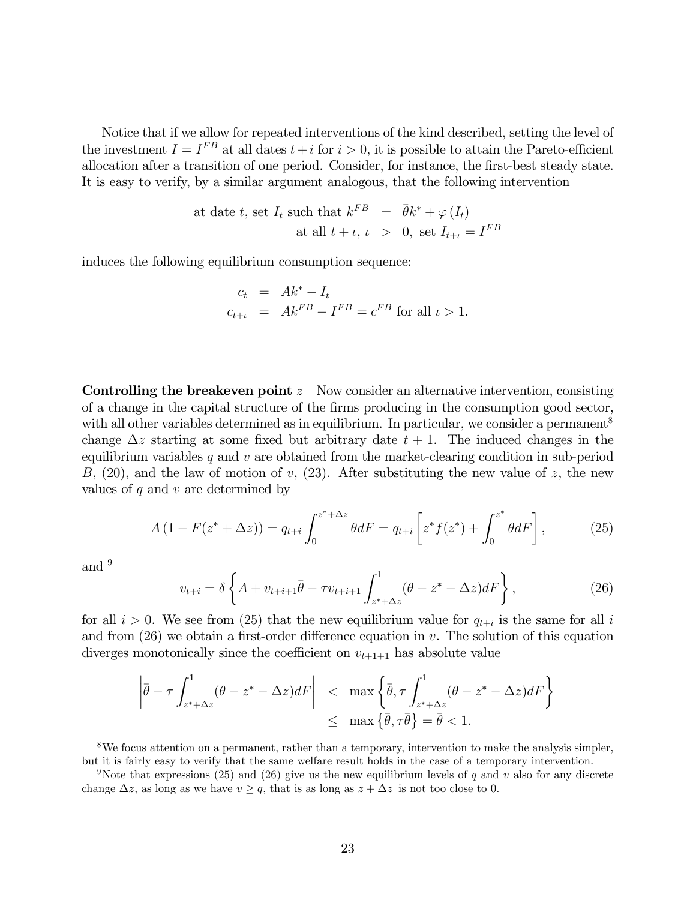Notice that if we allow for repeated interventions of the kind described, setting the level of the investment $I = I^{FB}$ at all dates $t+i$ for $i > 0$, it is possible to attain the Pareto-efficient allocation after a transition of one period. Consider, for instance, the first-best steady state. It is easy to verify, by a similar argument analogous, that the following intervention

$$
\begin{aligned}
\text{at date } t, \text{ set } I_t \text{ such that } k^{FB} &= \bar{\theta} k^* + \varphi(I_t) \\
\text{at all } t+\iota,\ \iota &> 0, \text{ set } I_{t+\iota} = I^{FB}
\end{aligned}
$$

induces the following equilibrium consumption sequence:

$$
\begin{aligned}
c_t &= Ak^* - I_t \\
c_{t+\iota} &= Ak^{FB} - I^{FB} = c^{FB} \text{ for all } \iota > 1.
\end{aligned}
$$

**Controlling the breakeven point $z$** Now consider an alternative intervention, consisting of a change in the capital structure of the firms producing in the consumption good sector, with all other variables determined as in equilibrium. In particular, we consider a permanent[8] change $\Delta z$ starting at some fixed but arbitrary date $t+1$. The induced changes in the equilibrium variables $q$ and $v$ are obtained from the market-clearing condition in sub-period $B$, (20), and the law of motion of $v$, (23). After substituting the new value of $z$, the new values of $q$ and $v$ are determined by

$$
A\left(1 - F(z^* + \Delta z)\right) = q_{t+i} \int_0^{z^*+\Delta z} \theta dF = q_{t+i}\left[z^* f(z^*) + \int_0^{z^*} \theta dF\right], \tag{25}
$$

and [9]

$$
v_{t+i} = \delta\left\{A + v_{t+i+1}\bar{\theta} - \tau v_{t+i+1} \int_{z^*+\Delta z}^1 (\theta - z^* - \Delta z) dF\right\}, \tag{26}
$$

for all $i > 0$. We see from (25) that the new equilibrium value for $q_{t+i}$ is the same for all $i$ and from (26) we obtain a first-order difference equation in $v$. The solution of this equation diverges monotonically since the coefficient on $v_{t+1+1}$ has absolute value

$$
\begin{aligned}
\left|\bar{\theta} - \tau \int_{z^*+\Delta z}^1 (\theta - z^* - \Delta z) dF\right| &< \max\left\{\bar{\theta}, \tau \int_{z^*+\Delta z}^1 (\theta - z^* - \Delta z) dF\right\} \\
&\leq \max\left\{\bar{\theta}, \tau\bar{\theta}\right\} = \bar{\theta} < 1.
\end{aligned}
$$

[8] We focus attention on a permanent, rather than a temporary, intervention to make the analysis simpler, but it is fairly easy to verify that the same welfare result holds in the case of a temporary intervention.

[9] Note that expressions (25) and (26) give us the new equilibrium levels of $q$ and $v$ also for any discrete change $\Delta z$, as long as we have $v \geq q$, that is as long as $z + \Delta z$ is not too close to 0.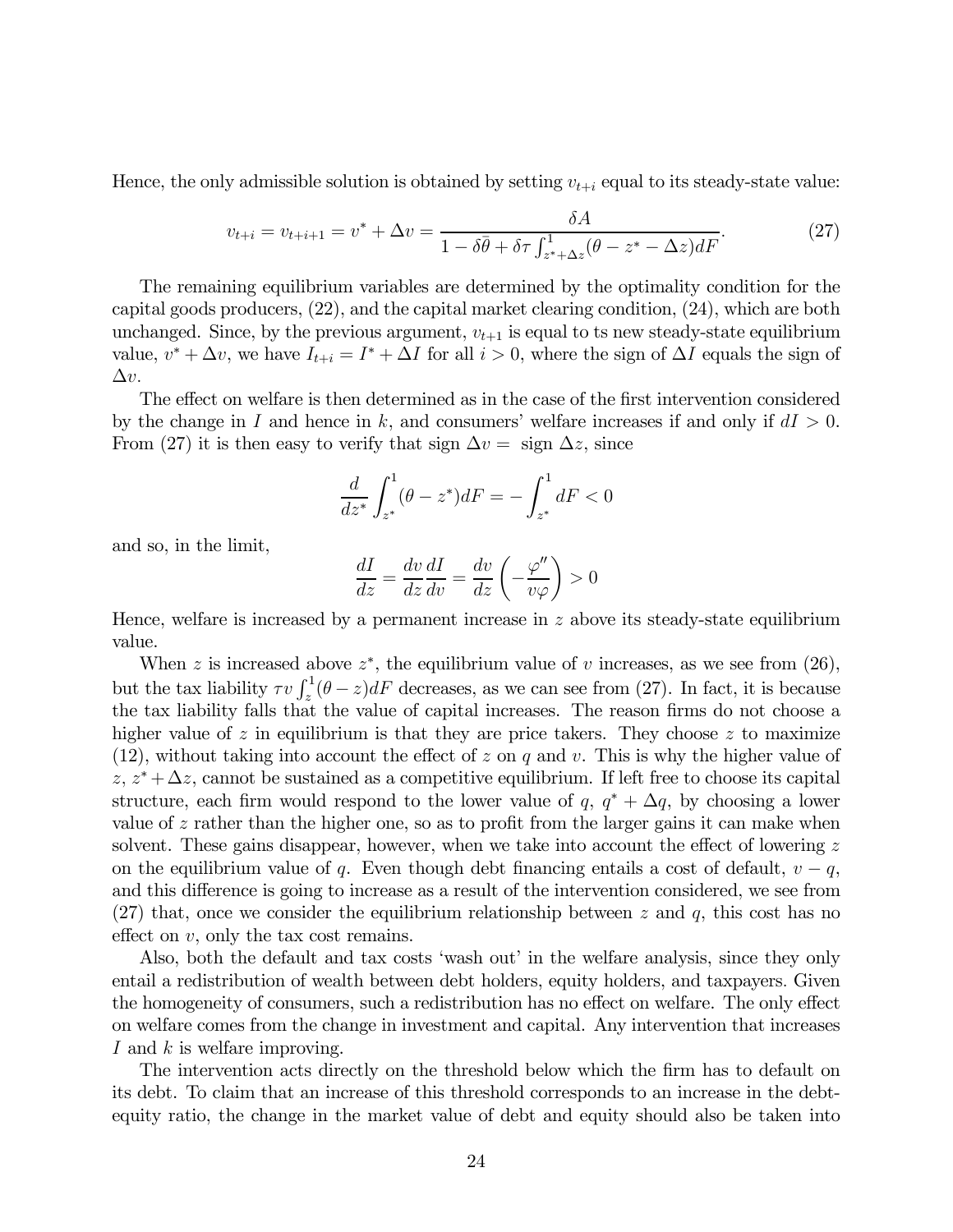Hence, the only admissible solution is obtained by setting $v_{t+i}$ equal to its steady-state value:

$$v_{t+i} = v_{t+i+1} = v^* + \Delta v = \frac{\delta A}{1 - \delta\bar{\theta} + \delta\tau \int_{z^*+\Delta z}^{1} (\theta - z^* - \Delta z) dF}. \tag{27}$$

The remaining equilibrium variables are determined by the optimality condition for the capital goods producers, (22), and the capital market clearing condition, (24), which are both unchanged. Since, by the previous argument, $v_{t+1}$ is equal to ts new steady-state equilibrium value, $v^* + \Delta v$, we have $I_{t+i} = I^* + \Delta I$ for all $i > 0$, where the sign of $\Delta I$ equals the sign of $\Delta v$.

The effect on welfare is then determined as in the case of the first intervention considered by the change in $I$ and hence in $k$, and consumers' welfare increases if and only if $dI > 0$. From (27) it is then easy to verify that sign $\Delta v =$ sign $\Delta z$, since

$$\frac{d}{dz^*} \int_{z^*}^{1} (\theta - z^*) dF = -\int_{z^*}^{1} dF < 0$$

and so, in the limit,

$$\frac{dI}{dz} = \frac{dv}{dz}\frac{dI}{dv} = \frac{dv}{dz}\left(-\frac{\varphi''}{v\varphi}\right) > 0$$

Hence, welfare is increased by a permanent increase in $z$ above its steady-state equilibrium value.

When $z$ is increased above $z^*$, the equilibrium value of $v$ increases, as we see from (26), but the tax liability $\tau v \int_z^1 (\theta - z) dF$ decreases, as we can see from (27). In fact, it is because the tax liability falls that the value of capital increases. The reason firms do not choose a higher value of $z$ in equilibrium is that they are price takers. They choose $z$ to maximize (12), without taking into account the effect of $z$ on $q$ and $v$. This is why the higher value of $z$, $z^* + \Delta z$, cannot be sustained as a competitive equilibrium. If left free to choose its capital structure, each firm would respond to the lower value of $q$, $q^* + \Delta q$, by choosing a lower value of $z$ rather than the higher one, so as to profit from the larger gains it can make when solvent. These gains disappear, however, when we take into account the effect of lowering $z$ on the equilibrium value of $q$. Even though debt financing entails a cost of default, $v - q$, and this difference is going to increase as a result of the intervention considered, we see from (27) that, once we consider the equilibrium relationship between $z$ and $q$, this cost has no effect on $v$, only the tax cost remains.

Also, both the default and tax costs 'wash out' in the welfare analysis, since they only entail a redistribution of wealth between debt holders, equity holders, and taxpayers. Given the homogeneity of consumers, such a redistribution has no effect on welfare. The only effect on welfare comes from the change in investment and capital. Any intervention that increases $I$ and $k$ is welfare improving.

The intervention acts directly on the threshold below which the firm has to default on its debt. To claim that an increase of this threshold corresponds to an increase in the debt-equity ratio, the change in the market value of debt and equity should also be taken into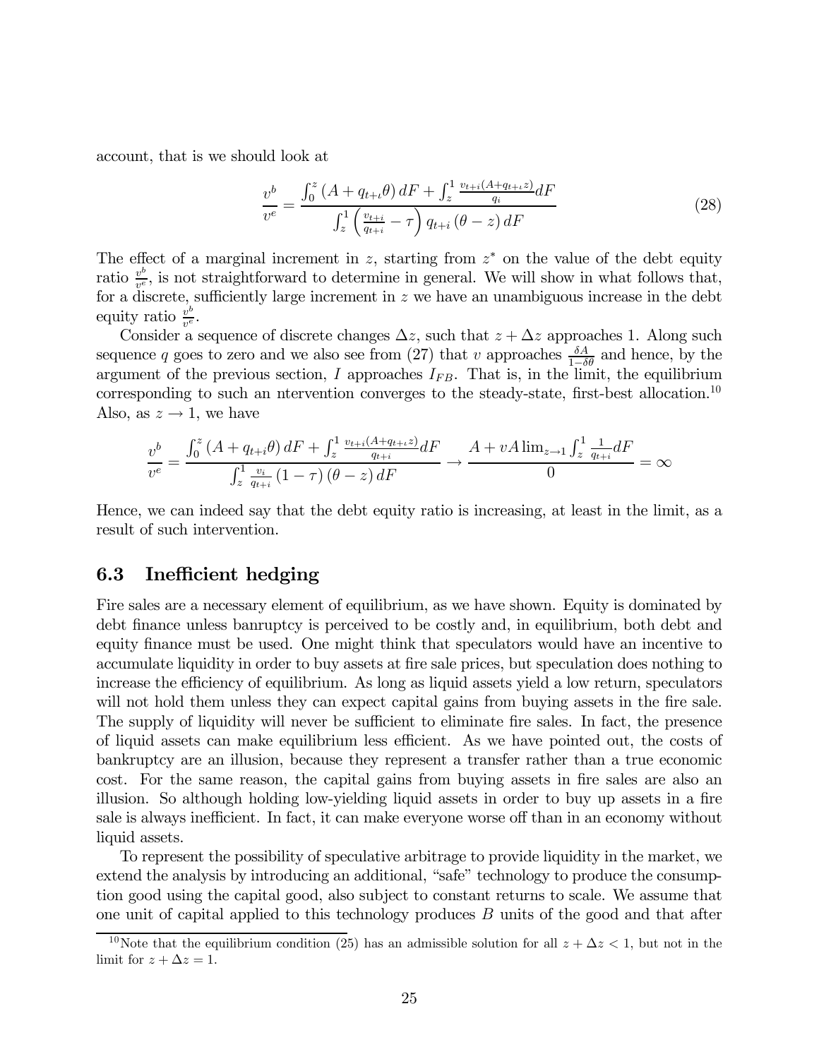account, that is we should look at

$$\frac{v^b}{v^e} = \frac{\int_0^z \left(A + q_{t+\iota}\theta\right) dF + \int_z^1 \frac{v_{t+i}(A+q_{t+\iota}z)}{q_i} dF}{\int_z^1 \left(\frac{v_{t+i}}{q_{t+i}} - \tau\right) q_{t+i} \left(\theta - z\right) dF} \tag{28}$$

The effect of a marginal increment in $z$, starting from $z^*$ on the value of the debt equity ratio $\frac{v^b}{v^e}$, is not straightforward to determine in general. We will show in what follows that, for a discrete, sufficiently large increment in $z$ we have an unambiguous increase in the debt equity ratio $\frac{v^b}{v^e}$.

Consider a sequence of discrete changes $\Delta z$, such that $z + \Delta z$ approaches 1. Along such sequence $q$ goes to zero and we also see from (27) that $v$ approaches $\frac{\delta A}{1-\delta\theta}$ and hence, by the argument of the previous section, $I$ approaches $I_{FB}$. That is, in the limit, the equilibrium corresponding to such an ntervention converges to the steady-state, first-best allocation.[10] Also, as $z \to 1$, we have

$$\frac{v^b}{v^e} = \frac{\int_0^z \left(A + q_{t+i}\theta\right) dF + \int_z^1 \frac{v_{t+i}(A+q_{t+\iota}z)}{q_{t+i}} dF}{\int_z^1 \frac{v_i}{q_{t+i}} \left(1 - \tau\right) \left(\theta - z\right) dF} \to \frac{A + vA \lim_{z\to 1} \int_z^1 \frac{1}{q_{t+i}} dF}{0} = \infty$$

Hence, we can indeed say that the debt equity ratio is increasing, at least in the limit, as a result of such intervention.

### 6.3 Inefficient hedging

Fire sales are a necessary element of equilibrium, as we have shown. Equity is dominated by debt finance unless banruptcy is perceived to be costly and, in equilibrium, both debt and equity finance must be used. One might think that speculators would have an incentive to accumulate liquidity in order to buy assets at fire sale prices, but speculation does nothing to increase the efficiency of equilibrium. As long as liquid assets yield a low return, speculators will not hold them unless they can expect capital gains from buying assets in the fire sale. The supply of liquidity will never be sufficient to eliminate fire sales. In fact, the presence of liquid assets can make equilibrium less efficient. As we have pointed out, the costs of bankruptcy are an illusion, because they represent a transfer rather than a true economic cost. For the same reason, the capital gains from buying assets in fire sales are also an illusion. So although holding low-yielding liquid assets in order to buy up assets in a fire sale is always inefficient. In fact, it can make everyone worse off than in an economy without liquid assets.

To represent the possibility of speculative arbitrage to provide liquidity in the market, we extend the analysis by introducing an additional, "safe" technology to produce the consumption good using the capital good, also subject to constant returns to scale. We assume that one unit of capital applied to this technology produces $B$ units of the good and that after

[10] Note that the equilibrium condition (25) has an admissible solution for all $z + \Delta z < 1$, but not in the limit for $z + \Delta z = 1$.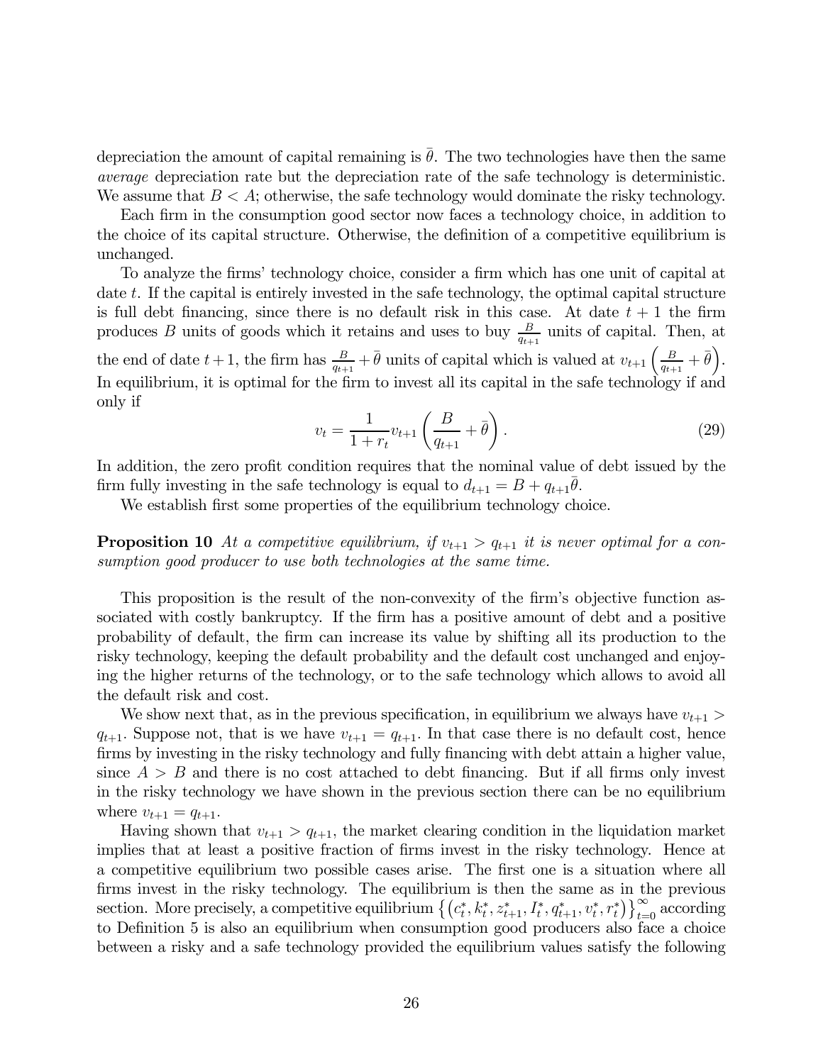depreciation the amount of capital remaining is $\bar{\theta}$. The two technologies have then the same *average* depreciation rate but the depreciation rate of the safe technology is deterministic. We assume that $B < A$; otherwise, the safe technology would dominate the risky technology.

Each firm in the consumption good sector now faces a technology choice, in addition to the choice of its capital structure. Otherwise, the definition of a competitive equilibrium is unchanged.

To analyze the firms' technology choice, consider a firm which has one unit of capital at date $t$. If the capital is entirely invested in the safe technology, the optimal capital structure is full debt financing, since there is no default risk in this case. At date $t+1$ the firm produces $B$ units of goods which it retains and uses to buy $\frac{B}{q_{t+1}}$ units of capital. Then, at the end of date $t+1$, the firm has $\frac{B}{q_{t+1}} + \bar{\theta}$ units of capital which is valued at $v_{t+1}\left(\frac{B}{q_{t+1}} + \bar{\theta}\right)$. In equilibrium, it is optimal for the firm to invest all its capital in the safe technology if and only if

$$v_t = \frac{1}{1+r_t} v_{t+1} \left(\frac{B}{q_{t+1}} + \bar{\theta}\right). \tag{29}$$

In addition, the zero profit condition requires that the nominal value of debt issued by the firm fully investing in the safe technology is equal to $d_{t+1} = B + q_{t+1}\bar{\theta}$.

We establish first some properties of the equilibrium technology choice.

**Proposition 10** *At a competitive equilibrium, if $v_{t+1} > q_{t+1}$ it is never optimal for a consumption good producer to use both technologies at the same time.*

This proposition is the result of the non-convexity of the firm's objective function associated with costly bankruptcy. If the firm has a positive amount of debt and a positive probability of default, the firm can increase its value by shifting all its production to the risky technology, keeping the default probability and the default cost unchanged and enjoying the higher returns of the technology, or to the safe technology which allows to avoid all the default risk and cost.

We show next that, as in the previous specification, in equilibrium we always have $v_{t+1} > q_{t+1}$. Suppose not, that is we have $v_{t+1} = q_{t+1}$. In that case there is no default cost, hence firms by investing in the risky technology and fully financing with debt attain a higher value, since $A > B$ and there is no cost attached to debt financing. But if all firms only invest in the risky technology we have shown in the previous section there can be no equilibrium where $v_{t+1} = q_{t+1}$.

Having shown that $v_{t+1} > q_{t+1}$, the market clearing condition in the liquidation market implies that at least a positive fraction of firms invest in the risky technology. Hence at a competitive equilibrium two possible cases arise. The first one is a situation where all firms invest in the risky technology. The equilibrium is then the same as in the previous section. More precisely, a competitive equilibrium $\left\{\left(c_t^*, k_t^*, z_{t+1}^*, I_t^*, q_{t+1}^*, v_t^*, r_t^*\right)\right\}_{t=0}^{\infty}$ according to Definition 5 is also an equilibrium when consumption good producers also face a choice between a risky and a safe technology provided the equilibrium values satisfy the following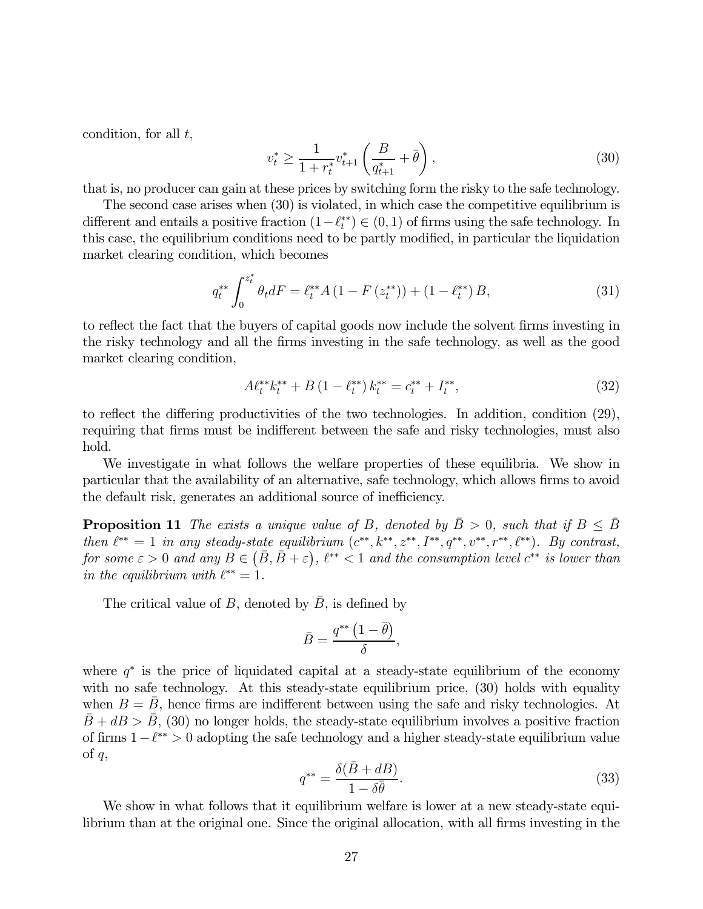condition, for all $t$,

$$v_t^* \geq \frac{1}{1+r_t^*} v_{t+1}^* \left( \frac{B}{q_{t+1}^*} + \bar{\theta} \right), \tag{30}$$

that is, no producer can gain at these prices by switching form the risky to the safe technology.

The second case arises when (30) is violated, in which case the competitive equilibrium is different and entails a positive fraction $(1-\ell_t^{**}) \in (0,1)$ of firms using the safe technology. In this case, the equilibrium conditions need to be partly modified, in particular the liquidation market clearing condition, which becomes

$$q_t^{**} \int_0^{z_t^*} \theta_t dF = \ell_t^{**} A \left(1 - F\left(z_t^{**}\right)\right) + \left(1 - \ell_t^{**}\right) B, \tag{31}$$

to reflect the fact that the buyers of capital goods now include the solvent firms investing in the risky technology and all the firms investing in the safe technology, as well as the good market clearing condition,

$$A \ell_t^{**} k_t^{**} + B \left(1 - \ell_t^{**}\right) k_t^{**} = c_t^{**} + I_t^{**}, \tag{32}$$

to reflect the differing productivities of the two technologies. In addition, condition (29), requiring that firms must be indifferent between the safe and risky technologies, must also hold.

We investigate in what follows the welfare properties of these equilibria. We show in particular that the availability of an alternative, safe technology, which allows firms to avoid the default risk, generates an additional source of inefficiency.

**Proposition 11** *The exists a unique value of $B$, denoted by $\bar{B} > 0$, such that if $B \leq \bar{B}$ then $\ell^{**} = 1$ in any steady-state equilibrium $(c^{**}, k^{**}, z^{**}, I^{**}, q^{**}, v^{**}, r^{**}, \ell^{**})$. By contrast, for some $\varepsilon > 0$ and any $B \in \left(\bar{B}, \bar{B} + \varepsilon\right)$, $\ell^{**} < 1$ and the consumption level $c^{**}$ is lower than in the equilibrium with $\ell^{**} = 1$.*

The critical value of $B$, denoted by $\bar{B}$, is defined by

$$\bar{B} = \frac{q^{**}\left(1 - \bar{\theta}\right)}{\delta},$$

where $q^*$ is the price of liquidated capital at a steady-state equilibrium of the economy with no safe technology. At this steady-state equilibrium price, (30) holds with equality when $B = \bar{B}$, hence firms are indifferent between using the safe and risky technologies. At $\bar{B} + dB > \bar{B}$, (30) no longer holds, the steady-state equilibrium involves a positive fraction of firms $1 - \ell^{**} > 0$ adopting the safe technology and a higher steady-state equilibrium value of $q$,

$$q^{**} = \frac{\delta(\bar{B} + dB)}{1 - \delta\bar{\theta}}. \tag{33}$$

We show in what follows that it equilibrium welfare is lower at a new steady-state equilibrium than at the original one. Since the original allocation, with all firms investing in the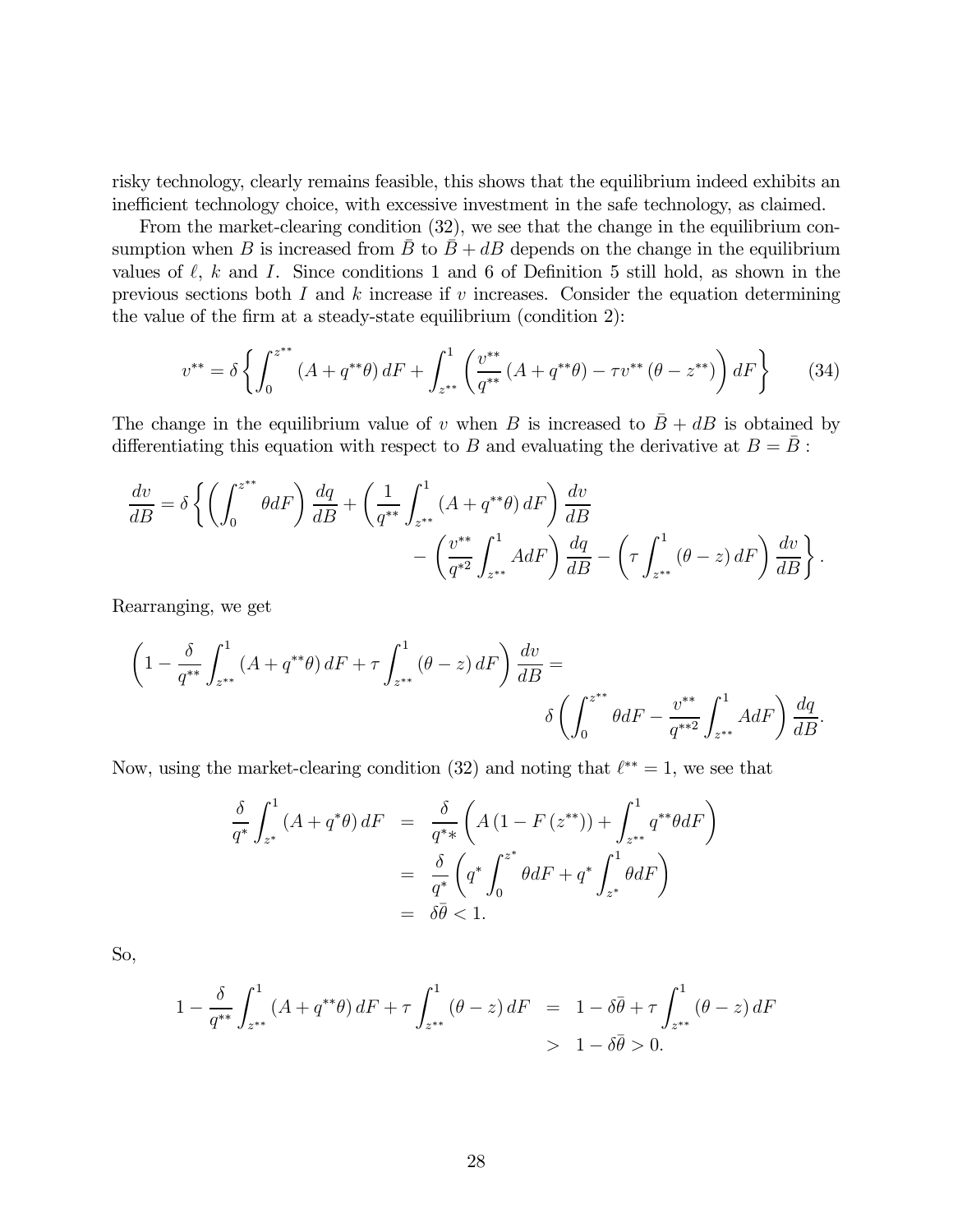risky technology, clearly remains feasible, this shows that the equilibrium indeed exhibits an inefficient technology choice, with excessive investment in the safe technology, as claimed.

From the market-clearing condition (32), we see that the change in the equilibrium consumption when $B$ is increased from $\bar{B}$ to $\bar{B}+dB$ depends on the change in the equilibrium values of $\ell$, $k$ and $I$. Since conditions 1 and 6 of Definition 5 still hold, as shown in the previous sections both $I$ and $k$ increase if $v$ increases. Consider the equation determining the value of the firm at a steady-state equilibrium (condition 2):

$$v^{**} = \delta \left\{ \int_0^{z^{**}} (A + q^{**}\theta)\, dF + \int_{z^{**}}^1 \left( \frac{v^{**}}{q^{**}} (A + q^{**}\theta) - \tau v^{**} (\theta - z^{**}) \right) dF \right\} \tag{34}$$

The change in the equilibrium value of $v$ when $B$ is increased to $\bar{B}+dB$ is obtained by differentiating this equation with respect to $B$ and evaluating the derivative at $B=\bar{B}$ :

$$\frac{dv}{dB} = \delta \left\{ \left( \int_0^{z^{**}} \theta dF \right) \frac{dq}{dB} + \left( \frac{1}{q^{**}} \int_{z^{**}}^1 (A + q^{**}\theta)\, dF \right) \frac{dv}{dB} - \left( \frac{v^{**}}{q^{*2}} \int_{z^{**}}^1 A dF \right) \frac{dq}{dB} - \left( \tau \int_{z^{**}}^1 (\theta - z)\, dF \right) \frac{dv}{dB} \right\}.$$

Rearranging, we get

$$\left( 1 - \frac{\delta}{q^{**}} \int_{z^{**}}^1 (A + q^{**}\theta)\, dF + \tau \int_{z^{**}}^1 (\theta - z)\, dF \right) \frac{dv}{dB} = \delta \left( \int_0^{z^{**}} \theta dF - \frac{v^{**}}{q^{**2}} \int_{z^{**}}^1 A dF \right) \frac{dq}{dB}.$$

Now, using the market-clearing condition (32) and noting that $\ell^{**}=1$, we see that

$$\begin{aligned}
\frac{\delta}{q^*} \int_{z^*}^1 (A + q^*\theta)\, dF &= \frac{\delta}{q^{*}*} \left( A(1 - F(z^{**})) + \int_{z^{**}}^1 q^{**}\theta dF \right) \\
&= \frac{\delta}{q^*} \left( q^* \int_0^{z^*} \theta dF + q^* \int_{z^*}^1 \theta dF \right) \\
&= \delta\bar{\theta} < 1.
\end{aligned}$$

So,

$$\begin{aligned}
1 - \frac{\delta}{q^{**}} \int_{z^{**}}^1 (A + q^{**}\theta)\, dF + \tau \int_{z^{**}}^1 (\theta - z)\, dF &= 1 - \delta\bar{\theta} + \tau \int_{z^{**}}^1 (\theta - z)\, dF \\
&> 1 - \delta\bar{\theta} > 0.
\end{aligned}$$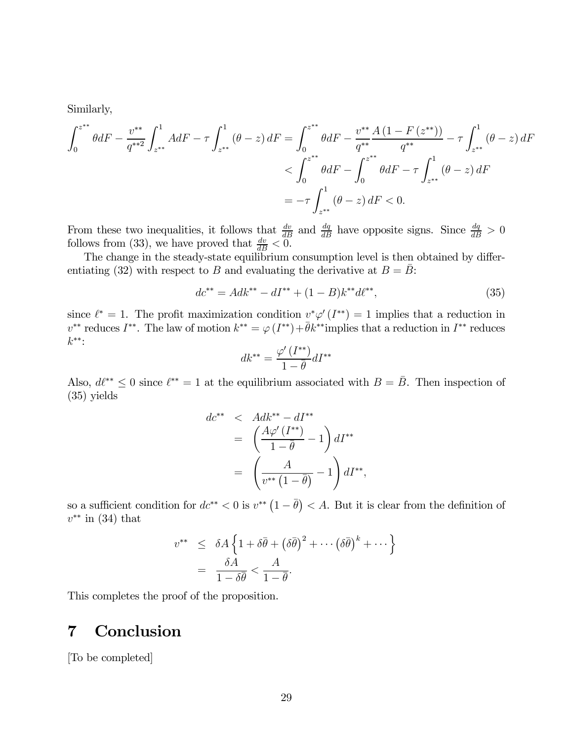Similarly,

$$
\begin{aligned}
\int_0^{z^{**}} \theta dF - \frac{v^{**}}{q^{**2}} \int_{z^{**}}^1 A dF - \tau \int_{z^{**}}^1 (\theta - z)\, dF &= \int_0^{z^{**}} \theta dF - \frac{v^{**}}{q^{**}} \frac{A\left(1 - F\left(z^{**}\right)\right)}{q^{**}} - \tau \int_{z^{**}}^1 (\theta - z)\, dF \\
&< \int_0^{z^{**}} \theta dF - \int_0^{z^{**}} \theta dF - \tau \int_{z^{**}}^1 (\theta - z)\, dF \\
&= -\tau \int_{z^{**}}^1 (\theta - z)\, dF < 0.
\end{aligned}
$$

From these two inequalities, it follows that $\frac{dv}{dB}$ and $\frac{dq}{dB}$ have opposite signs. Since $\frac{dq}{dB} > 0$ follows from (33), we have proved that $\frac{dv}{dB} < 0$.

The change in the steady-state equilibrium consumption level is then obtained by differentiating (32) with respect to $B$ and evaluating the derivative at $B = \bar{B}$:

$$
dc^{**} = A dk^{**} - dI^{**} + (1 - B) k^{**} d\ell^{**}, \tag{35}
$$

since $\ell^{*} = 1$. The profit maximization condition $v^{*} \varphi'\left(I^{**}\right) = 1$ implies that a reduction in $v^{**}$ reduces $I^{**}$. The law of motion $k^{**} = \varphi\left(I^{**}\right) + \bar{\theta} k^{**}$implies that a reduction in $I^{**}$ reduces $k^{**}$:

$$
dk^{**} = \frac{\varphi'\left(I^{**}\right)}{1 - \bar{\theta}} dI^{**}
$$

Also, $d\ell^{**} \leq 0$ since $\ell^{**} = 1$ at the equilibrium associated with $B = \bar{B}$. Then inspection of (35) yields

$$
\begin{aligned}
dc^{**} &< A dk^{**} - dI^{**} \\
&= \left( \frac{A \varphi'\left(I^{**}\right)}{1 - \bar{\theta}} - 1 \right) dI^{**} \\
&= \left( \frac{A}{v^{**}\left(1 - \bar{\theta}\right)} - 1 \right) dI^{**},
\end{aligned}
$$

so a sufficient condition for $dc^{**} < 0$ is $v^{**}\left(1 - \bar{\theta}\right) < A$. But it is clear from the definition of $v^{**}$ in (34) that

$$
\begin{aligned}
v^{**} &\leq \delta A \left\{ 1 + \delta\bar{\theta} + \left(\delta\bar{\theta}\right)^2 + \cdots \left(\delta\bar{\theta}\right)^k + \cdots \right\} \\
&= \frac{\delta A}{1 - \delta\bar{\theta}} < \frac{A}{1 - \bar{\theta}}.
\end{aligned}
$$

This completes the proof of the proposition.

# 7 Conclusion

[To be completed]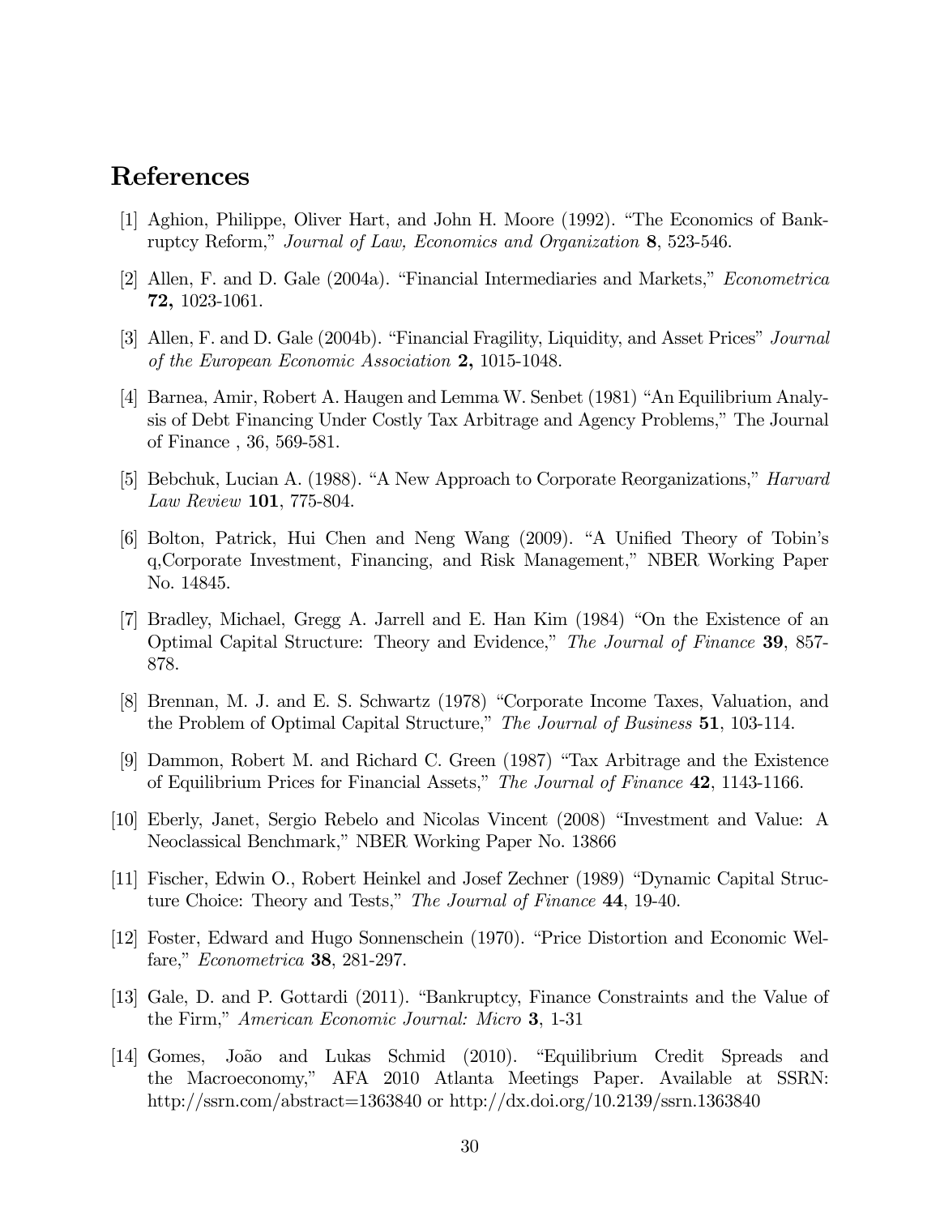# References

[1] Aghion, Philippe, Oliver Hart, and John H. Moore (1992). "The Economics of Bankruptcy Reform," *Journal of Law, Economics and Organization* **8**, 523-546.

[2] Allen, F. and D. Gale (2004a). "Financial Intermediaries and Markets," *Econometrica* **72,** 1023-1061.

[3] Allen, F. and D. Gale (2004b). "Financial Fragility, Liquidity, and Asset Prices" *Journal of the European Economic Association* **2,** 1015-1048.

[4] Barnea, Amir, Robert A. Haugen and Lemma W. Senbet (1981) "An Equilibrium Analysis of Debt Financing Under Costly Tax Arbitrage and Agency Problems," The Journal of Finance , 36, 569-581.

[5] Bebchuk, Lucian A. (1988). "A New Approach to Corporate Reorganizations," *Harvard Law Review* **101**, 775-804.

[6] Bolton, Patrick, Hui Chen and Neng Wang (2009). "A Unified Theory of Tobin's q,Corporate Investment, Financing, and Risk Management," NBER Working Paper No. 14845.

[7] Bradley, Michael, Gregg A. Jarrell and E. Han Kim (1984) "On the Existence of an Optimal Capital Structure: Theory and Evidence," *The Journal of Finance* **39**, 857-878.

[8] Brennan, M. J. and E. S. Schwartz (1978) "Corporate Income Taxes, Valuation, and the Problem of Optimal Capital Structure," *The Journal of Business* **51**, 103-114.

[9] Dammon, Robert M. and Richard C. Green (1987) "Tax Arbitrage and the Existence of Equilibrium Prices for Financial Assets," *The Journal of Finance* **42**, 1143-1166.

[10] Eberly, Janet, Sergio Rebelo and Nicolas Vincent (2008) "Investment and Value: A Neoclassical Benchmark," NBER Working Paper No. 13866

[11] Fischer, Edwin O., Robert Heinkel and Josef Zechner (1989) "Dynamic Capital Structure Choice: Theory and Tests," *The Journal of Finance* **44**, 19-40.

[12] Foster, Edward and Hugo Sonnenschein (1970). "Price Distortion and Economic Welfare," *Econometrica* **38**, 281-297.

[13] Gale, D. and P. Gottardi (2011). "Bankruptcy, Finance Constraints and the Value of the Firm," *American Economic Journal: Micro* **3**, 1-31

[14] Gomes, João and Lukas Schmid (2010). "Equilibrium Credit Spreads and the Macroeconomy," AFA 2010 Atlanta Meetings Paper. Available at SSRN: http://ssrn.com/abstract=1363840 or http://dx.doi.org/10.2139/ssrn.1363840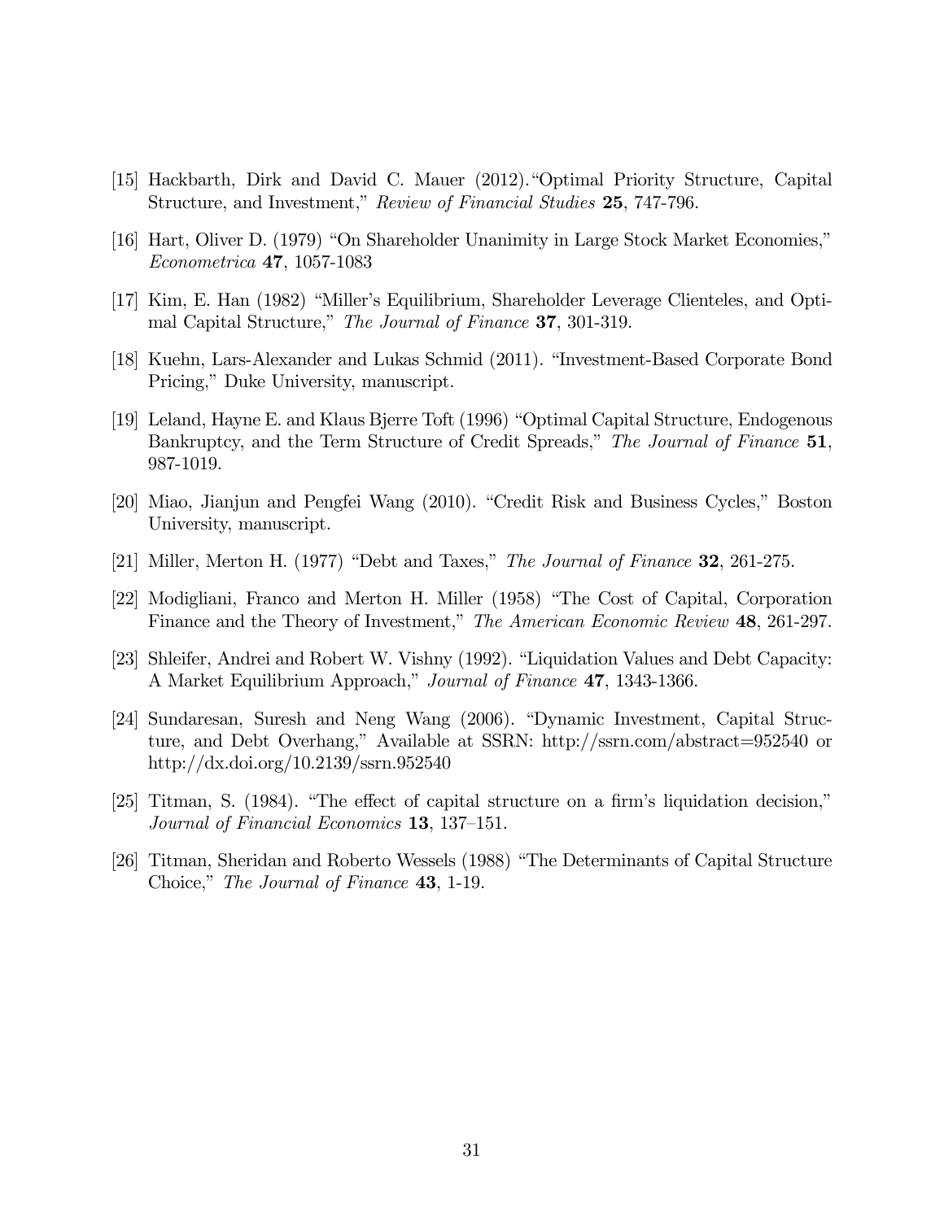[15] Hackbarth, Dirk and David C. Mauer (2012). "Optimal Priority Structure, Capital Structure, and Investment," *Review of Financial Studies* **25**, 747-796.

[16] Hart, Oliver D. (1979) "On Shareholder Unanimity in Large Stock Market Economies," *Econometrica* **47**, 1057-1083

[17] Kim, E. Han (1982) "Miller's Equilibrium, Shareholder Leverage Clienteles, and Optimal Capital Structure," *The Journal of Finance* **37**, 301-319.

[18] Kuehn, Lars-Alexander and Lukas Schmid (2011). "Investment-Based Corporate Bond Pricing," Duke University, manuscript.

[19] Leland, Hayne E. and Klaus Bjerre Toft (1996) "Optimal Capital Structure, Endogenous Bankruptcy, and the Term Structure of Credit Spreads," *The Journal of Finance* **51**, 987-1019.

[20] Miao, Jianjun and Pengfei Wang (2010). "Credit Risk and Business Cycles," Boston University, manuscript.

[21] Miller, Merton H. (1977) "Debt and Taxes," *The Journal of Finance* **32**, 261-275.

[22] Modigliani, Franco and Merton H. Miller (1958) "The Cost of Capital, Corporation Finance and the Theory of Investment," *The American Economic Review* **48**, 261-297.

[23] Shleifer, Andrei and Robert W. Vishny (1992). "Liquidation Values and Debt Capacity: A Market Equilibrium Approach," *Journal of Finance* **47**, 1343-1366.

[24] Sundaresan, Suresh and Neng Wang (2006). "Dynamic Investment, Capital Structure, and Debt Overhang," Available at SSRN: http://ssrn.com/abstract=952540 or http://dx.doi.org/10.2139/ssrn.952540

[25] Titman, S. (1984). "The effect of capital structure on a firm's liquidation decision," *Journal of Financial Economics* **13**, 137–151.

[26] Titman, Sheridan and Roberto Wessels (1988) "The Determinants of Capital Structure Choice," *The Journal of Finance* **43**, 1-19.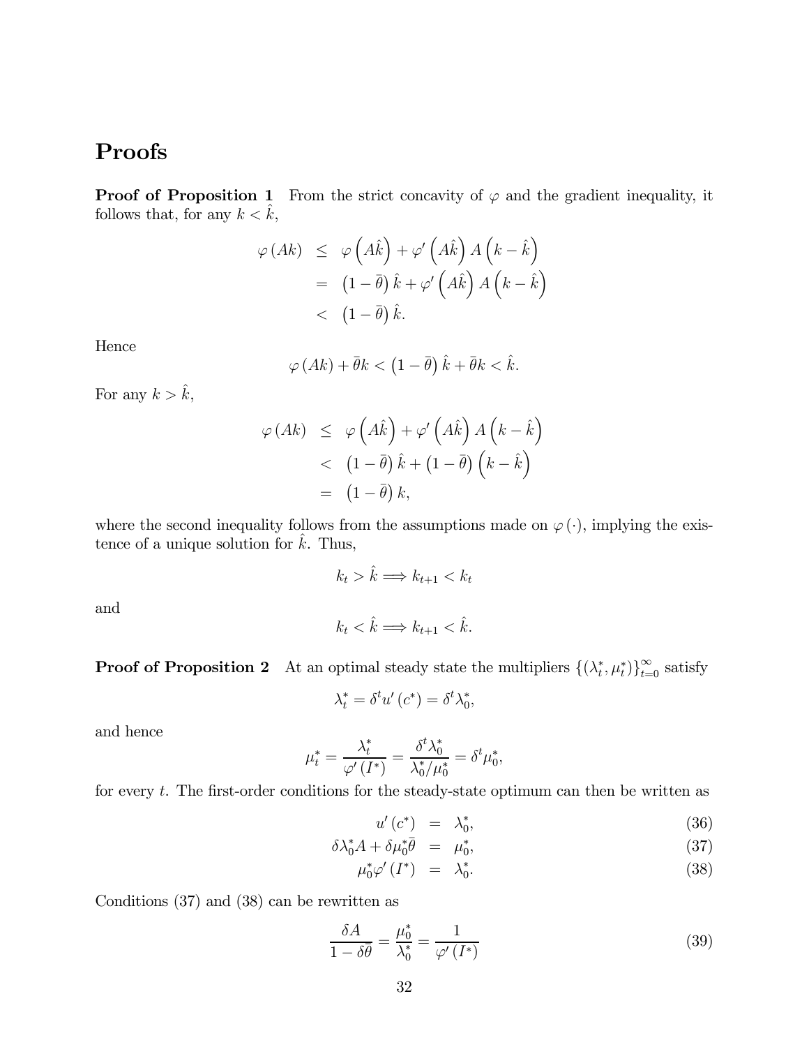## Proofs

**Proof of Proposition 1** From the strict concavity of $\varphi$ and the gradient inequality, it follows that, for any $k < \hat{k}$,

$$
\begin{aligned}
\varphi(Ak) &\leq \varphi\left(A\hat{k}\right) + \varphi'\left(A\hat{k}\right) A \left(k - \hat{k}\right) \\
&= \left(1 - \bar{\theta}\right) \hat{k} + \varphi'\left(A\hat{k}\right) A \left(k - \hat{k}\right) \\
&< \left(1 - \bar{\theta}\right) \hat{k}.
\end{aligned}
$$

Hence

$$
\varphi(Ak) + \bar{\theta} k < \left(1 - \bar{\theta}\right) \hat{k} + \bar{\theta} k < \hat{k}.
$$

For any $k > \hat{k}$,

$$
\begin{aligned}
\varphi(Ak) &\leq \varphi\left(A\hat{k}\right) + \varphi'\left(A\hat{k}\right) A \left(k - \hat{k}\right) \\
&< \left(1 - \bar{\theta}\right) \hat{k} + \left(1 - \bar{\theta}\right)\left(k - \hat{k}\right) \\
&= \left(1 - \bar{\theta}\right) k,
\end{aligned}
$$

where the second inequality follows from the assumptions made on $\varphi(\cdot)$, implying the existence of a unique solution for $\hat{k}$. Thus,

$$
k_t > \hat{k} \Longrightarrow k_{t+1} < k_t
$$

and

$$
k_t < \hat{k} \Longrightarrow k_{t+1} < \hat{k}.
$$

**Proof of Proposition 2** At an optimal steady state the multipliers $\{(\lambda_t^*, \mu_t^*)\}_{t=0}^{\infty}$ satisfy

$$
\lambda_t^* = \delta^t u'(c^*) = \delta^t \lambda_0^*,
$$

and hence

$$
\mu_t^* = \frac{\lambda_t^*}{\varphi'(I^*)} = \frac{\delta^t \lambda_0^*}{\lambda_0^* / \mu_0^*} = \delta^t \mu_0^*,
$$

for every $t$. The first-order conditions for the steady-state optimum can then be written as

$$
\begin{aligned}
u'(c^*) &= \lambda_0^*, & (36)\\
\delta \lambda_0^* A + \delta \mu_0^* \bar{\theta} &= \mu_0^*, & (37)\\
\mu_0^* \varphi'(I^*) &= \lambda_0^*. & (38)
\end{aligned}
$$

Conditions (37) and (38) can be rewritten as

$$
\frac{\delta A}{1 - \delta \bar{\theta}} = \frac{\mu_0^*}{\lambda_0^*} = \frac{1}{\varphi'(I^*)} \tag{39}
$$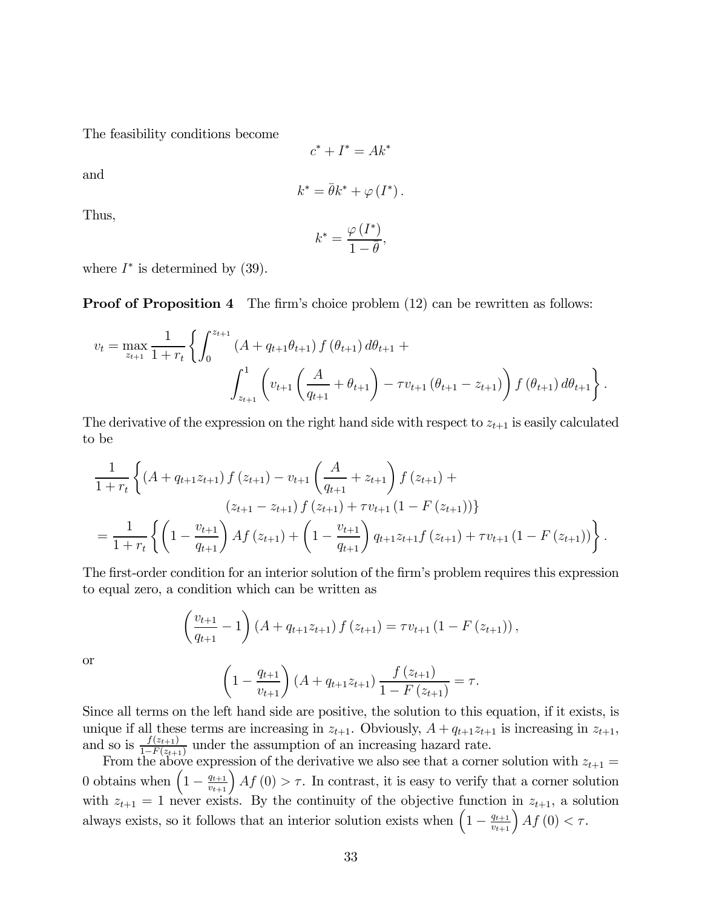The feasibility conditions become

$$c^* + I^* = Ak^*$$

and

$$k^* = \bar{\theta}k^* + \varphi(I^*).$$

Thus,

$$k^* = \frac{\varphi(I^*)}{1-\bar{\theta}},$$

where $I^*$ is determined by (39).

**Proof of Proposition 4** The firm's choice problem (12) can be rewritten as follows:

$$v_t = \max_{z_{t+1}} \frac{1}{1+r_t} \left\{ \int_0^{z_{t+1}} (A + q_{t+1}\theta_{t+1}) f(\theta_{t+1}) d\theta_{t+1} + \int_{z_{t+1}}^1 \left( v_{t+1}\left(\frac{A}{q_{t+1}} + \theta_{t+1}\right) - \tau v_{t+1}(\theta_{t+1} - z_{t+1}) \right) f(\theta_{t+1}) d\theta_{t+1} \right\}.$$

The derivative of the expression on the right hand side with respect to $z_{t+1}$ is easily calculated to be

$$\begin{aligned}
&\frac{1}{1+r_t} \left\{ (A + q_{t+1}z_{t+1}) f(z_{t+1}) - v_{t+1}\left(\frac{A}{q_{t+1}} + z_{t+1}\right) f(z_{t+1}) + \right. \\
&\qquad\qquad \left. (z_{t+1} - z_{t+1}) f(z_{t+1}) + \tau v_{t+1}(1 - F(z_{t+1})) \right\} \\
&= \frac{1}{1+r_t} \left\{ \left(1 - \frac{v_{t+1}}{q_{t+1}}\right) A f(z_{t+1}) + \left(1 - \frac{v_{t+1}}{q_{t+1}}\right) q_{t+1} z_{t+1} f(z_{t+1}) + \tau v_{t+1}(1 - F(z_{t+1})) \right\}.
\end{aligned}$$

The first-order condition for an interior solution of the firm's problem requires this expression to equal zero, a condition which can be written as

$$\left(\frac{v_{t+1}}{q_{t+1}} - 1\right)(A + q_{t+1}z_{t+1}) f(z_{t+1}) = \tau v_{t+1}(1 - F(z_{t+1})),$$

or

$$\left(1 - \frac{q_{t+1}}{v_{t+1}}\right)(A + q_{t+1}z_{t+1}) \frac{f(z_{t+1})}{1 - F(z_{t+1})} = \tau.$$

Since all terms on the left hand side are positive, the solution to this equation, if it exists, is unique if all these terms are increasing in $z_{t+1}$. Obviously, $A + q_{t+1}z_{t+1}$ is increasing in $z_{t+1}$, and so is $\frac{f(z_{t+1})}{1-F(z_{t+1})}$ under the assumption of an increasing hazard rate.

From the above expression of the derivative we also see that a corner solution with $z_{t+1} = 0$ obtains when $\left(1 - \frac{q_{t+1}}{v_{t+1}}\right) A f(0) > \tau$. In contrast, it is easy to verify that a corner solution with $z_{t+1} = 1$ never exists. By the continuity of the objective function in $z_{t+1}$, a solution always exists, so it follows that an interior solution exists when $\left(1 - \frac{q_{t+1}}{v_{t+1}}\right) A f(0) < \tau$.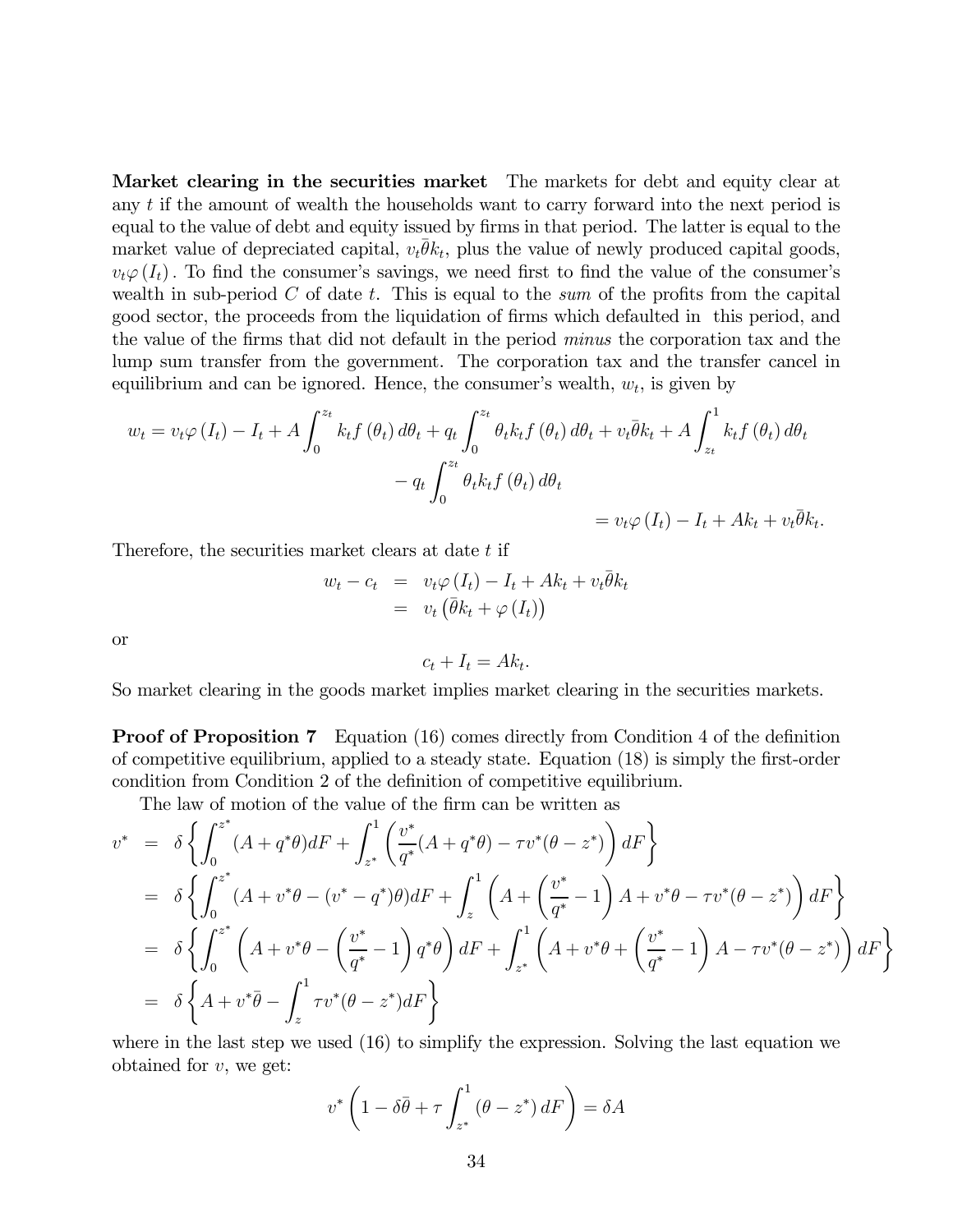**Market clearing in the securities market** The markets for debt and equity clear at any $t$ if the amount of wealth the households want to carry forward into the next period is equal to the value of debt and equity issued by firms in that period. The latter is equal to the market value of depreciated capital, $v_t\bar{\theta}k_t$, plus the value of newly produced capital goods, $v_t\varphi(I_t)$. To find the consumer's savings, we need first to find the value of the consumer's wealth in sub-period $C$ of date $t$. This is equal to the *sum* of the profits from the capital good sector, the proceeds from the liquidation of firms which defaulted in this period, and the value of the firms that did not default in the period *minus* the corporation tax and the lump sum transfer from the government. The corporation tax and the transfer cancel in equilibrium and can be ignored. Hence, the consumer's wealth, $w_t$, is given by

$$
\begin{aligned}
w_t = v_t\varphi(I_t) - I_t + A\int_0^{z_t} k_t f(\theta_t)\,d\theta_t + q_t\int_0^{z_t}\theta_t k_t f(\theta_t)\,d\theta_t + v_t\bar{\theta}k_t + A\int_{z_t}^1 k_t f(\theta_t)\,d\theta_t \\
- q_t\int_0^{z_t}\theta_t k_t f(\theta_t)\,d\theta_t \\
= v_t\varphi(I_t) - I_t + Ak_t + v_t\bar{\theta}k_t.
\end{aligned}
$$

Therefore, the securities market clears at date $t$ if

$$
\begin{aligned}
w_t - c_t &= v_t\varphi(I_t) - I_t + Ak_t + v_t\bar{\theta}k_t \\
&= v_t\left(\bar{\theta}k_t + \varphi(I_t)\right)
\end{aligned}
$$

or

$$
c_t + I_t = Ak_t.
$$

So market clearing in the goods market implies market clearing in the securities markets.

**Proof of Proposition 7** Equation (16) comes directly from Condition 4 of the definition of competitive equilibrium, applied to a steady state. Equation (18) is simply the first-order condition from Condition 2 of the definition of competitive equilibrium.

The law of motion of the value of the firm can be written as

$$
\begin{aligned}
v^* &= \delta\left\{\int_0^{z^*}(A+q^*\theta)dF + \int_{z^*}^1\left(\frac{v^*}{q^*}(A+q^*\theta) - \tau v^*(\theta - z^*)\right)dF\right\} \\
&= \delta\left\{\int_0^{z^*}(A + v^*\theta - (v^*-q^*)\theta)dF + \int_z^1\left(A + \left(\frac{v^*}{q^*}-1\right)A + v^*\theta - \tau v^*(\theta - z^*)\right)dF\right\} \\
&= \delta\left\{\int_0^{z^*}\left(A + v^*\theta - \left(\frac{v^*}{q^*}-1\right)q^*\theta\right)dF + \int_{z^*}^1\left(A + v^*\theta + \left(\frac{v^*}{q^*}-1\right)A - \tau v^*(\theta - z^*)\right)dF\right\} \\
&= \delta\left\{A + v^*\bar{\theta} - \int_z^1 \tau v^*(\theta - z^*)dF\right\}
\end{aligned}
$$

where in the last step we used (16) to simplify the expression. Solving the last equation we obtained for $v$, we get:

$$
v^*\left(1 - \delta\bar{\theta} + \tau\int_{z^*}^1(\theta - z^*)\,dF\right) = \delta A
$$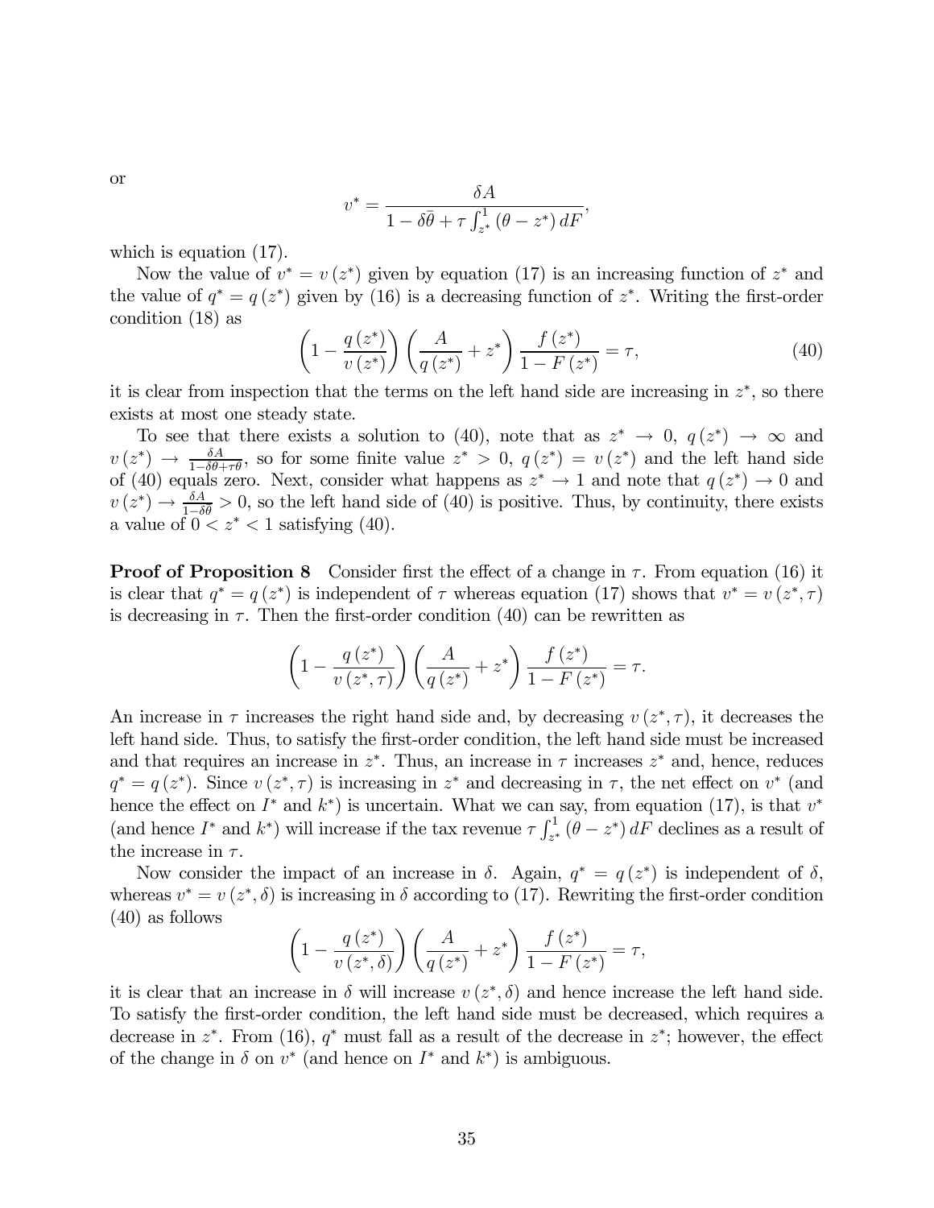or

$$v^* = \frac{\delta A}{1 - \delta\bar{\theta} + \tau \int_{z^*}^{1} (\theta - z^*)\, dF},$$

which is equation (17).

Now the value of $v^* = v(z^*)$ given by equation (17) is an increasing function of $z^*$ and the value of $q^* = q(z^*)$ given by (16) is a decreasing function of $z^*$. Writing the first-order condition (18) as

$$\left(1 - \frac{q(z^*)}{v(z^*)}\right)\left(\frac{A}{q(z^*)} + z^*\right)\frac{f(z^*)}{1 - F(z^*)} = \tau, \tag{40}$$

it is clear from inspection that the terms on the left hand side are increasing in $z^*$, so there exists at most one steady state.

To see that there exists a solution to (40), note that as $z^* \to 0$, $q(z^*) \to \infty$ and $v(z^*) \to \frac{\delta A}{1 - \delta\theta + \tau\theta}$, so for some finite value $z^* > 0$, $q(z^*) = v(z^*)$ and the left hand side of (40) equals zero. Next, consider what happens as $z^* \to 1$ and note that $q(z^*) \to 0$ and $v(z^*) \to \frac{\delta A}{1 - \delta\theta} > 0$, so the left hand side of (40) is positive. Thus, by continuity, there exists a value of $0 < z^* < 1$ satisfying (40).

**Proof of Proposition 8** Consider first the effect of a change in $\tau$. From equation (16) it is clear that $q^* = q(z^*)$ is independent of $\tau$ whereas equation (17) shows that $v^* = v(z^*, \tau)$ is decreasing in $\tau$. Then the first-order condition (40) can be rewritten as

$$\left(1 - \frac{q(z^*)}{v(z^*, \tau)}\right)\left(\frac{A}{q(z^*)} + z^*\right)\frac{f(z^*)}{1 - F(z^*)} = \tau.$$

An increase in $\tau$ increases the right hand side and, by decreasing $v(z^*, \tau)$, it decreases the left hand side. Thus, to satisfy the first-order condition, the left hand side must be increased and that requires an increase in $z^*$. Thus, an increase in $\tau$ increases $z^*$ and, hence, reduces $q^* = q(z^*)$. Since $v(z^*, \tau)$ is increasing in $z^*$ and decreasing in $\tau$, the net effect on $v^*$ (and hence the effect on $I^*$ and $k^*$) is uncertain. What we can say, from equation (17), is that $v^*$ (and hence $I^*$ and $k^*$) will increase if the tax revenue $\tau \int_{z^*}^{1} (\theta - z^*)\, dF$ declines as a result of the increase in $\tau$.

Now consider the impact of an increase in $\delta$. Again, $q^* = q(z^*)$ is independent of $\delta$, whereas $v^* = v(z^*, \delta)$ is increasing in $\delta$ according to (17). Rewriting the first-order condition (40) as follows

$$\left(1 - \frac{q(z^*)}{v(z^*, \delta)}\right)\left(\frac{A}{q(z^*)} + z^*\right)\frac{f(z^*)}{1 - F(z^*)} = \tau,$$

it is clear that an increase in $\delta$ will increase $v(z^*, \delta)$ and hence increase the left hand side. To satisfy the first-order condition, the left hand side must be decreased, which requires a decrease in $z^*$. From (16), $q^*$ must fall as a result of the decrease in $z^*$; however, the effect of the change in $\delta$ on $v^*$ (and hence on $I^*$ and $k^*$) is ambiguous.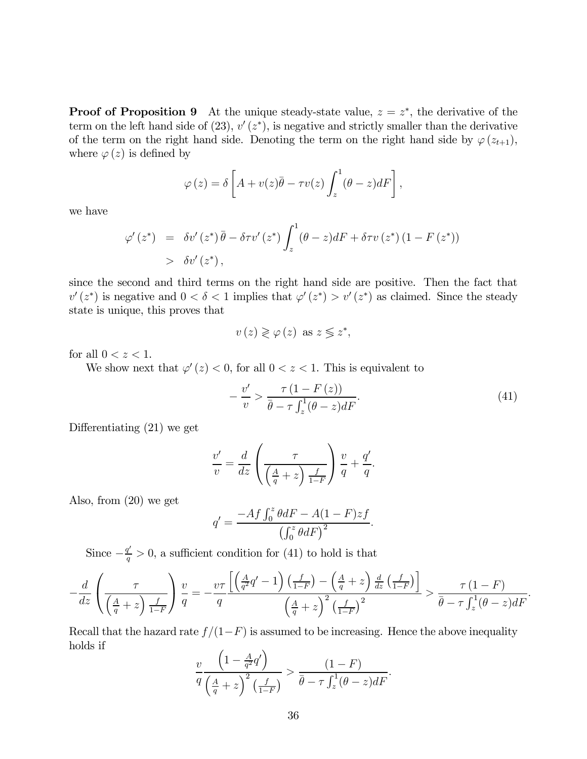**Proof of Proposition 9** At the unique steady-state value, $z = z^*$, the derivative of the term on the left hand side of (23), $v'(z^*)$, is negative and strictly smaller than the derivative of the term on the right hand side. Denoting the term on the right hand side by $\varphi(z_{t+1})$, where $\varphi(z)$ is defined by

$$\varphi(z) = \delta\left[A + v(z)\bar{\theta} - \tau v(z)\int_z^1 (\theta - z)dF\right],$$

we have

$$\begin{aligned}
\varphi'(z^*) &= \delta v'(z^*)\bar{\theta} - \delta\tau v'(z^*)\int_z^1 (\theta - z)dF + \delta\tau v(z^*)(1 - F(z^*)) \\
&> \delta v'(z^*),
\end{aligned}$$

since the second and third terms on the right hand side are positive. Then the fact that $v'(z^*)$ is negative and $0 < \delta < 1$ implies that $\varphi'(z^*) > v'(z^*)$ as claimed. Since the steady state is unique, this proves that

$$v(z) \gtreqless \varphi(z) \text{ as } z \lesseqgtr z^*,$$

for all $0 < z < 1$.

We show next that $\varphi'(z) < 0$, for all $0 < z < 1$. This is equivalent to

$$-\frac{v'}{v} > \frac{\tau(1 - F(z))}{\bar{\theta} - \tau\int_z^1(\theta - z)dF}. \tag{41}$$

Differentiating (21) we get

$$\frac{v'}{v} = \frac{d}{dz}\left(\frac{\tau}{\left(\frac{A}{q} + z\right)\frac{f}{1-F}}\right)\frac{v}{q} + \frac{q'}{q}.$$

Also, from (20) we get

$$q' = \frac{-Af\int_0^z \theta dF - A(1-F)zf}{\left(\int_0^z \theta dF\right)^2}.$$

Since $-\frac{q'}{q} > 0$, a sufficient condition for (41) to hold is that

$$-\frac{d}{dz}\left(\frac{\tau}{\left(\frac{A}{q} + z\right)\frac{f}{1-F}}\right)\frac{v}{q} = -\frac{v\tau}{q}\frac{\left[\left(\frac{A}{q^2}q' - 1\right)\left(\frac{f}{1-F}\right) - \left(\frac{A}{q} + z\right)\frac{d}{dz}\left(\frac{f}{1-F}\right)\right]}{\left(\frac{A}{q} + z\right)^2\left(\frac{f}{1-F}\right)^2} > \frac{\tau(1-F)}{\bar{\theta} - \tau\int_z^1(\theta - z)dF}.$$

Recall that the hazard rate $f/(1-F)$ is assumed to be increasing. Hence the above inequality holds if

$$\frac{v}{q}\frac{\left(1 - \frac{A}{q^2}q'\right)}{\left(\frac{A}{q} + z\right)^2\left(\frac{f}{1-F}\right)} > \frac{(1-F)}{\bar{\theta} - \tau\int_z^1(\theta - z)dF}.$$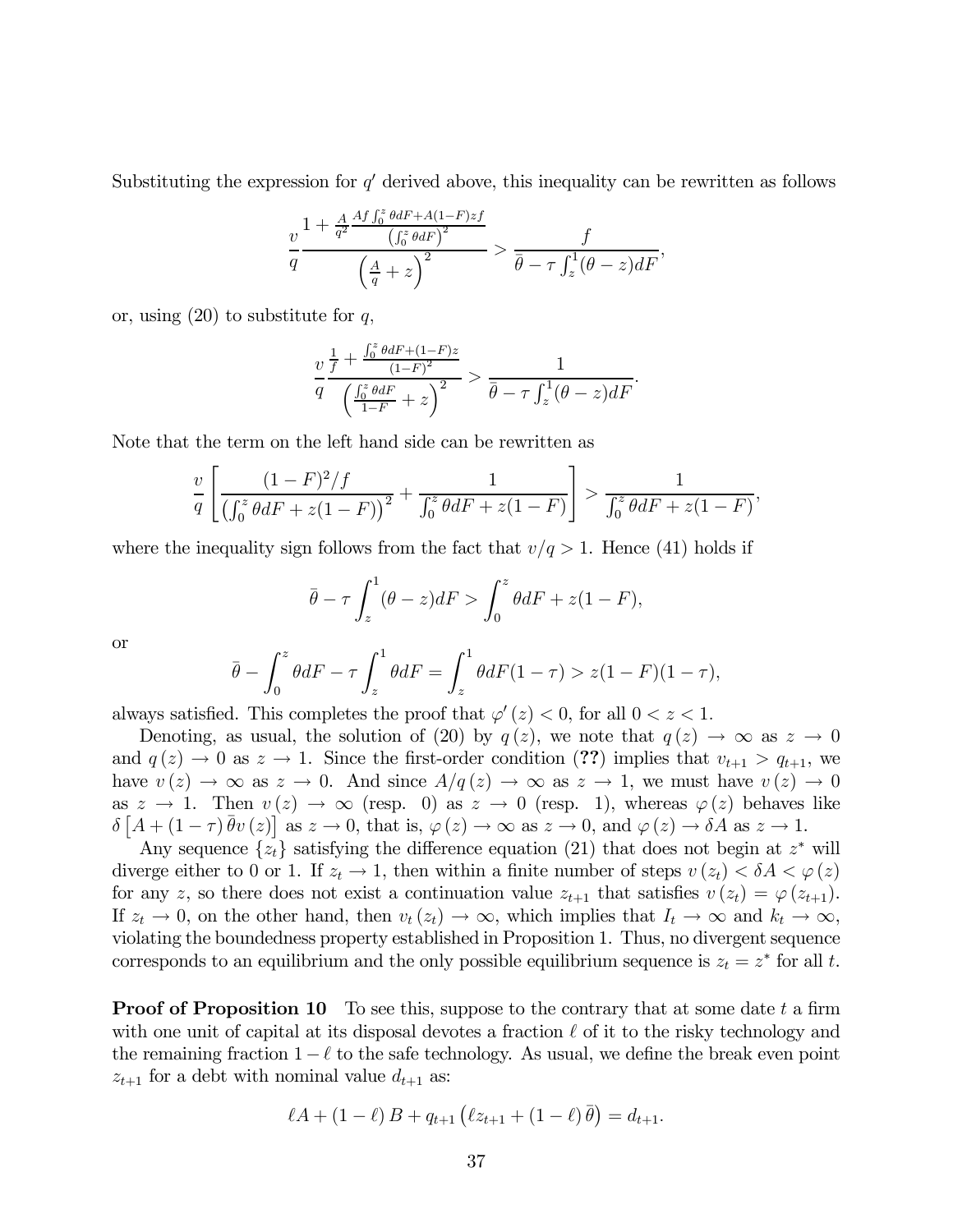Substituting the expression for $q'$ derived above, this inequality can be rewritten as follows

$$
\frac{v}{q}\frac{1+\frac{A}{q^2}\frac{Af\int_0^z \theta dF+A(1-F)zf}{\left(\int_0^z \theta dF\right)^2}}{\left(\frac{A}{q}+z\right)^2} > \frac{f}{\bar{\theta}-\tau\int_z^1(\theta-z)dF},
$$

or, using (20) to substitute for $q$,

$$
\frac{v}{q}\frac{\frac{1}{f}+\frac{\int_0^z \theta dF+(1-F)z}{(1-F)^2}}{\left(\frac{\int_0^z \theta dF}{1-F}+z\right)^2} > \frac{1}{\bar{\theta}-\tau\int_z^1(\theta-z)dF}.
$$

Note that the term on the left hand side can be rewritten as

$$
\frac{v}{q}\left[\frac{(1-F)^2/f}{\left(\int_0^z \theta dF+z(1-F)\right)^2}+\frac{1}{\int_0^z \theta dF+z(1-F)}\right] > \frac{1}{\int_0^z \theta dF+z(1-F)},
$$

where the inequality sign follows from the fact that $v/q>1$. Hence (41) holds if

$$
\bar{\theta}-\tau\int_z^1(\theta-z)dF > \int_0^z \theta dF+z(1-F),
$$

or

$$
\bar{\theta}-\int_0^z \theta dF-\tau\int_z^1 \theta dF=\int_z^1 \theta dF(1-\tau) > z(1-F)(1-\tau),
$$

always satisfied. This completes the proof that $\varphi'(z)<0$, for all $0<z<1$.

Denoting, as usual, the solution of (20) by $q(z)$, we note that $q(z)\to\infty$ as $z\to 0$ and $q(z)\to 0$ as $z\to 1$. Since the first-order condition (**??**) implies that $v_{t+1}>q_{t+1}$, we have $v(z)\to\infty$ as $z\to 0$. And since $A/q(z)\to\infty$ as $z\to 1$, we must have $v(z)\to 0$ as $z\to 1$. Then $v(z)\to\infty$ (resp. 0) as $z\to 0$ (resp. 1), whereas $\varphi(z)$ behaves like $\delta\left[A+(1-\tau)\bar{\theta}v(z)\right]$ as $z\to 0$, that is, $\varphi(z)\to\infty$ as $z\to 0$, and $\varphi(z)\to\delta A$ as $z\to 1$.

Any sequence $\{z_t\}$ satisfying the difference equation (21) that does not begin at $z^*$ will diverge either to 0 or 1. If $z_t\to 1$, then within a finite number of steps $v(z_t)<\delta A<\varphi(z)$ for any $z$, so there does not exist a continuation value $z_{t+1}$ that satisfies $v(z_t)=\varphi(z_{t+1})$. If $z_t\to 0$, on the other hand, then $v_t(z_t)\to\infty$, which implies that $I_t\to\infty$ and $k_t\to\infty$, violating the boundedness property established in Proposition 1. Thus, no divergent sequence corresponds to an equilibrium and the only possible equilibrium sequence is $z_t=z^*$ for all $t$.

**Proof of Proposition 10** To see this, suppose to the contrary that at some date $t$ a firm with one unit of capital at its disposal devotes a fraction $\ell$ of it to the risky technology and the remaining fraction $1-\ell$ to the safe technology. As usual, we define the break even point $z_{t+1}$ for a debt with nominal value $d_{t+1}$ as:

$$
\ell A+(1-\ell)B+q_{t+1}\left(\ell z_{t+1}+(1-\ell)\bar{\theta}\right)=d_{t+1}.
$$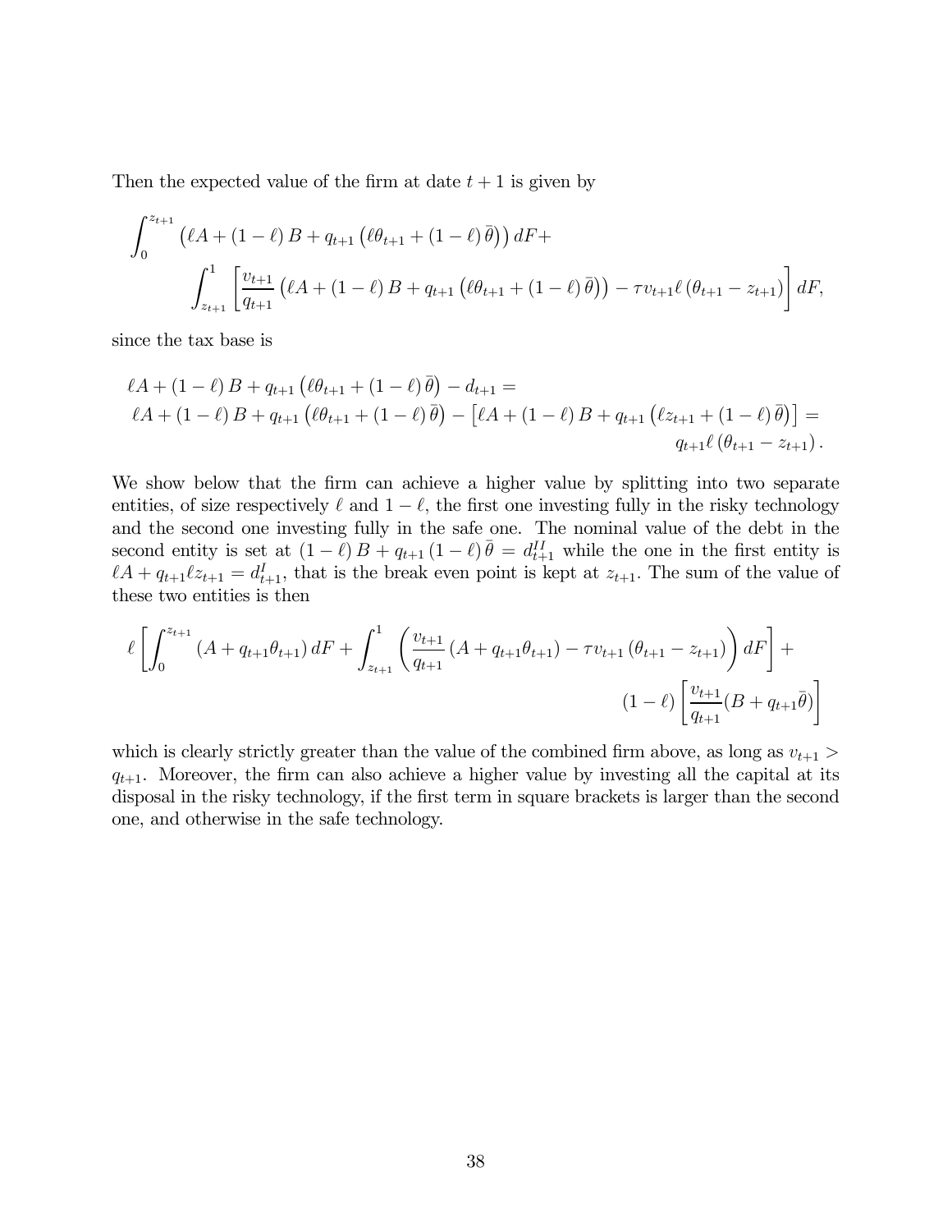Then the expected value of the firm at date $t+1$ is given by

$$\int_0^{z_{t+1}} \left(\ell A + (1-\ell) B + q_{t+1}\left(\ell\theta_{t+1} + (1-\ell)\bar{\theta}\right)\right) dF +$$
$$\int_{z_{t+1}}^1 \left[\frac{v_{t+1}}{q_{t+1}}\left(\ell A + (1-\ell) B + q_{t+1}\left(\ell\theta_{t+1} + (1-\ell)\bar{\theta}\right)\right) - \tau v_{t+1}\ell\left(\theta_{t+1} - z_{t+1}\right)\right] dF,$$

since the tax base is

$$\begin{aligned}
&\ell A + (1-\ell) B + q_{t+1}\left(\ell\theta_{t+1} + (1-\ell)\bar{\theta}\right) - d_{t+1} = \\
&\ell A + (1-\ell) B + q_{t+1}\left(\ell\theta_{t+1} + (1-\ell)\bar{\theta}\right) - \left[\ell A + (1-\ell) B + q_{t+1}\left(\ell z_{t+1} + (1-\ell)\bar{\theta}\right)\right] = \\
&\qquad q_{t+1}\ell\left(\theta_{t+1} - z_{t+1}\right).
\end{aligned}$$

We show below that the firm can achieve a higher value by splitting into two separate entities, of size respectively $\ell$ and $1-\ell$, the first one investing fully in the risky technology and the second one investing fully in the safe one. The nominal value of the debt in the second entity is set at $(1-\ell) B + q_{t+1}(1-\ell)\bar{\theta} = d_{t+1}^{II}$ while the one in the first entity is $\ell A + q_{t+1}\ell z_{t+1} = d_{t+1}^{I}$, that is the break even point is kept at $z_{t+1}$. The sum of the value of these two entities is then

$$\ell\left[\int_0^{z_{t+1}} \left(A + q_{t+1}\theta_{t+1}\right) dF + \int_{z_{t+1}}^1 \left(\frac{v_{t+1}}{q_{t+1}}\left(A + q_{t+1}\theta_{t+1}\right) - \tau v_{t+1}\left(\theta_{t+1} - z_{t+1}\right)\right) dF\right] +$$
$$(1-\ell)\left[\frac{v_{t+1}}{q_{t+1}}(B + q_{t+1}\bar{\theta})\right]$$

which is clearly strictly greater than the value of the combined firm above, as long as $v_{t+1} > q_{t+1}$. Moreover, the firm can also achieve a higher value by investing all the capital at its disposal in the risky technology, if the first term in square brackets is larger than the second one, and otherwise in the safe technology.